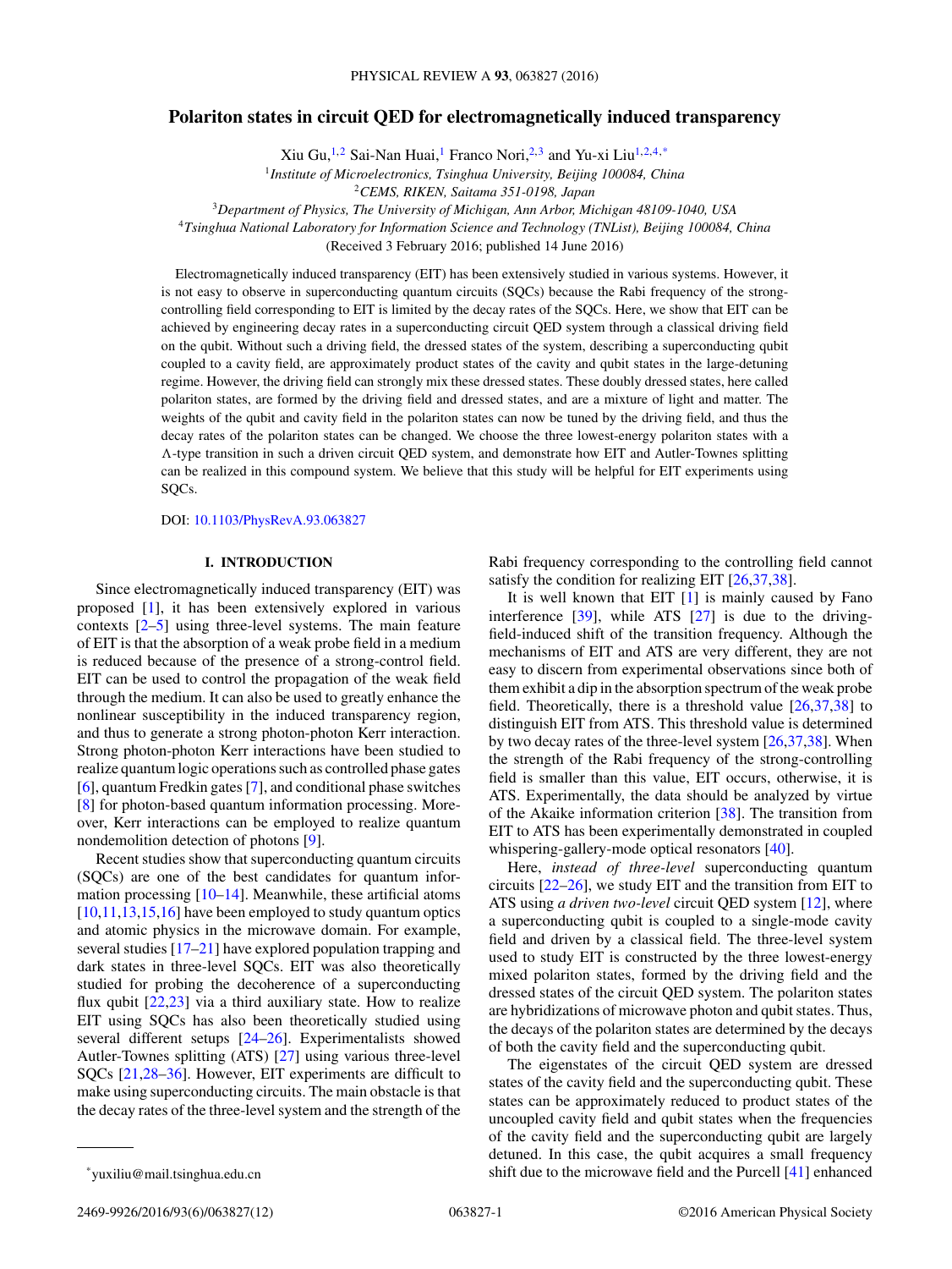# Polariton states in circuit QED for electromagnetically induced transparency

Xiu Gu,[1,2] Sai-Nan Huai,[1] Franco Nori,[2,3] and Yu-xi Liu[1,2,4,*]

[1]*Institute of Microelectronics, Tsinghua University, Beijing 100084, China*
[2]*CEMS, RIKEN, Saitama 351-0198, Japan*
[3]*Department of Physics, The University of Michigan, Ann Arbor, Michigan 48109-1040, USA*
[4]*Tsinghua National Laboratory for Information Science and Technology (TNList), Beijing 100084, China*

(Received 3 February 2016; published 14 June 2016)

Electromagnetically induced transparency (EIT) has been extensively studied in various systems. However, it is not easy to observe in superconducting quantum circuits (SQCs) because the Rabi frequency of the strong-controlling field corresponding to EIT is limited by the decay rates of the SQCs. Here, we show that EIT can be achieved by engineering decay rates in a superconducting circuit QED system through a classical driving field on the qubit. Without such a driving field, the dressed states of the system, describing a superconducting qubit coupled to a cavity field, are approximately product states of the cavity and qubit states in the large-detuning regime. However, the driving field can strongly mix these dressed states. These doubly dressed states, here called polariton states, are formed by the driving field and dressed states, and are a mixture of light and matter. The weights of the qubit and cavity field in the polariton states can now be tuned by the driving field, and thus the decay rates of the polariton states can be changed. We choose the three lowest-energy polariton states with a Λ-type transition in such a driven circuit QED system, and demonstrate how EIT and Autler-Townes splitting can be realized in this compound system. We believe that this study will be helpful for EIT experiments using SQCs.

DOI: 10.1103/PhysRevA.93.063827

## I. INTRODUCTION

Since electromagnetically induced transparency (EIT) was proposed [1], it has been extensively explored in various contexts [2–5] using three-level systems. The main feature of EIT is that the absorption of a weak probe field in a medium is reduced because of the presence of a strong-control field. EIT can be used to control the propagation of the weak field through the medium. It can also be used to greatly enhance the nonlinear susceptibility in the induced transparency region, and thus to generate a strong photon-photon Kerr interaction. Strong photon-photon Kerr interactions have been studied to realize quantum logic operations such as controlled phase gates [6], quantum Fredkin gates [7], and conditional phase switches [8] for photon-based quantum information processing. Moreover, Kerr interactions can be employed to realize quantum nondemolition detection of photons [9].

Recent studies show that superconducting quantum circuits (SQCs) are one of the best candidates for quantum information processing [10–14]. Meanwhile, these artificial atoms [10,11,13,15,16] have been employed to study quantum optics and atomic physics in the microwave domain. For example, several studies [17–21] have explored population trapping and dark states in three-level SQCs. EIT was also theoretically studied for probing the decoherence of a superconducting flux qubit [22,23] via a third auxiliary state. How to realize EIT using SQCs has also been theoretically studied using several different setups [24–26]. Experimentalists showed Autler-Townes splitting (ATS) [27] using various three-level SQCs [21,28–36]. However, EIT experiments are difficult to make using superconducting circuits. The main obstacle is that the decay rates of the three-level system and the strength of the Rabi frequency corresponding to the controlling field cannot satisfy the condition for realizing EIT [26,37,38].

It is well known that EIT [1] is mainly caused by Fano interference [39], while ATS [27] is due to the driving-field-induced shift of the transition frequency. Although the mechanisms of EIT and ATS are very different, they are not easy to discern from experimental observations since both of them exhibit a dip in the absorption spectrum of the weak probe field. Theoretically, there is a threshold value [26,37,38] to distinguish EIT from ATS. This threshold value is determined by two decay rates of the three-level system [26,37,38]. When the strength of the Rabi frequency of the strong-controlling field is smaller than this value, EIT occurs, otherwise, it is ATS. Experimentally, the data should be analyzed by virtue of the Akaike information criterion [38]. The transition from EIT to ATS has been experimentally demonstrated in coupled whispering-gallery-mode optical resonators [40].

Here, *instead of three-level* superconducting quantum circuits [22–26], we study EIT and the transition from EIT to ATS using *a driven two-level* circuit QED system [12], where a superconducting qubit is coupled to a single-mode cavity field and driven by a classical field. The three-level system used to study EIT is constructed by the three lowest-energy mixed polariton states, formed by the driving field and the dressed states of the circuit QED system. The polariton states are hybridizations of microwave photon and qubit states. Thus, the decays of the polariton states are determined by the decays of both the cavity field and the superconducting qubit.

The eigenstates of the circuit QED system are dressed states of the cavity field and the superconducting qubit. These states can be approximately reduced to product states of the uncoupled cavity field and qubit states when the frequencies of the cavity field and the superconducting qubit are largely detuned. In this case, the qubit acquires a small frequency shift due to the microwave field and the Purcell [41] enhanced

*yuxiliu@mail.tsinghua.edu.cn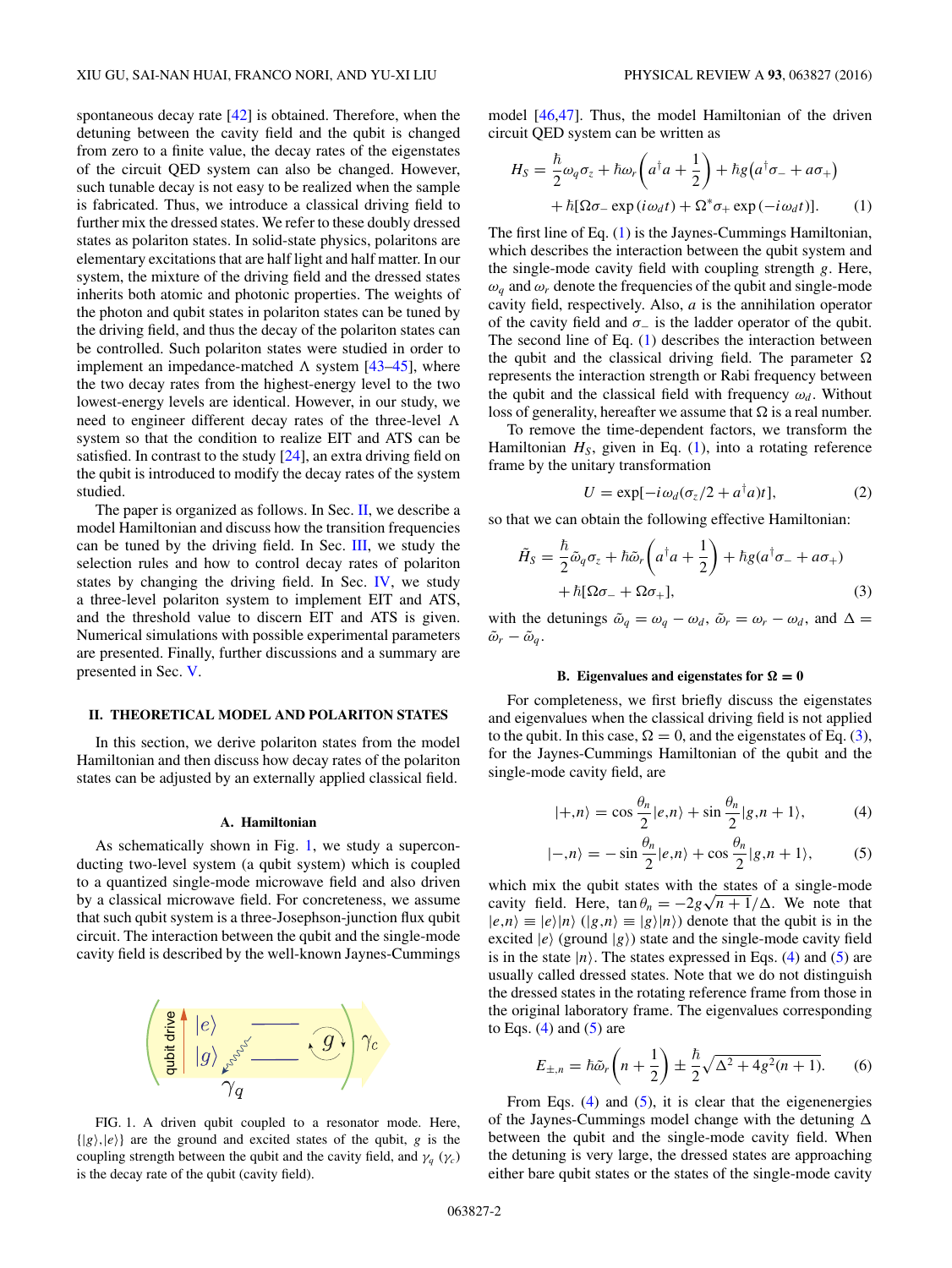spontaneous decay rate [42] is obtained. Therefore, when the detuning between the cavity field and the qubit is changed from zero to a finite value, the decay rates of the eigenstates of the circuit QED system can also be changed. However, such tunable decay is not easy to be realized when the sample is fabricated. Thus, we introduce a classical driving field to further mix the dressed states. We refer to these doubly dressed states as polariton states. In solid-state physics, polaritons are elementary excitations that are half light and half matter. In our system, the mixture of the driving field and the dressed states inherits both atomic and photonic properties. The weights of the photon and qubit states in polariton states can be tuned by the driving field, and thus the decay of the polariton states can be controlled. Such polariton states were studied in order to implement an impedance-matched Λ system [43–45], where the two decay rates from the highest-energy level to the two lowest-energy levels are identical. However, in our study, we need to engineer different decay rates of the three-level Λ system so that the condition to realize EIT and ATS can be satisfied. In contrast to the study [24], an extra driving field on the qubit is introduced to modify the decay rates of the system studied.

The paper is organized as follows. In Sec. II, we describe a model Hamiltonian and discuss how the transition frequencies can be tuned by the driving field. In Sec. III, we study the selection rules and how to control decay rates of polariton states by changing the driving field. In Sec. IV, we study a three-level polariton system to implement EIT and ATS, and the threshold value to discern EIT and ATS is given. Numerical simulations with possible experimental parameters are presented. Finally, further discussions and a summary are presented in Sec. V.

## II. THEORETICAL MODEL AND POLARITON STATES

In this section, we derive polariton states from the model Hamiltonian and then discuss how decay rates of the polariton states can be adjusted by an externally applied classical field.

### A. Hamiltonian

As schematically shown in Fig. 1, we study a superconducting two-level system (a qubit system) which is coupled to a quantized single-mode microwave field and also driven by a classical microwave field. For concreteness, we assume that such qubit system is a three-Josephson-junction flux qubit circuit. The interaction between the qubit and the single-mode cavity field is described by the well-known Jaynes-Cummings model [46,47]. Thus, the model Hamiltonian of the driven circuit QED system can be written as

$$H_S = \frac{\hbar}{2}\omega_q\sigma_z + \hbar\omega_r\left(a^\dagger a + \frac{1}{2}\right) + \hbar g(a^\dagger\sigma_- + a\sigma_+) + \hbar[\Omega\sigma_-\exp(i\omega_d t) + \Omega^*\sigma_+\exp(-i\omega_d t)]. \quad (1)$$

FIG. 1. A driven qubit coupled to a resonator mode. Here, $\{|g\rangle,|e\rangle\}$ are the ground and excited states of the qubit, $g$ is the coupling strength between the qubit and the cavity field, and $\gamma_q$ ($\gamma_c$) is the decay rate of the qubit (cavity field).

The first line of Eq. (1) is the Jaynes-Cummings Hamiltonian, which describes the interaction between the qubit system and the single-mode cavity field with coupling strength $g$. Here, $\omega_q$ and $\omega_r$ denote the frequencies of the qubit and single-mode cavity field, respectively. Also, $a$ is the annihilation operator of the cavity field and $\sigma_-$ is the ladder operator of the qubit. The second line of Eq. (1) describes the interaction between the qubit and the classical driving field. The parameter $\Omega$ represents the interaction strength or Rabi frequency between the qubit and the classical field with frequency $\omega_d$. Without loss of generality, hereafter we assume that $\Omega$ is a real number.

To remove the time-dependent factors, we transform the Hamiltonian $H_S$, given in Eq. (1), into a rotating reference frame by the unitary transformation

$$U = \exp[-i\omega_d(\sigma_z/2 + a^\dagger a)t], \quad (2)$$

so that we can obtain the following effective Hamiltonian:

$$\tilde{H}_S = \frac{\hbar}{2}\tilde{\omega}_q\sigma_z + \hbar\tilde{\omega}_r\left(a^\dagger a + \frac{1}{2}\right) + \hbar g(a^\dagger\sigma_- + a\sigma_+) + \hbar[\Omega\sigma_- + \Omega\sigma_+], \quad (3)$$

with the detunings $\tilde{\omega}_q = \omega_q - \omega_d$, $\tilde{\omega}_r = \omega_r - \omega_d$, and $\Delta = \tilde{\omega}_r - \tilde{\omega}_q$.

### B. Eigenvalues and eigenstates for $\Omega = 0$

For completeness, we first briefly discuss the eigenstates and eigenvalues when the classical driving field is not applied to the qubit. In this case, $\Omega = 0$, and the eigenstates of Eq. (3), for the Jaynes-Cummings Hamiltonian of the qubit and the single-mode cavity field, are

$$|+,n\rangle = \cos\frac{\theta_n}{2}|e,n\rangle + \sin\frac{\theta_n}{2}|g,n+1\rangle, \quad (4)$$

$$|-,n\rangle = -\sin\frac{\theta_n}{2}|e,n\rangle + \cos\frac{\theta_n}{2}|g,n+1\rangle, \quad (5)$$

which mix the qubit states with the states of a single-mode cavity field. Here, $\tan\theta_n = -2g\sqrt{n+1}/\Delta$. We note that $|e,n\rangle \equiv |e\rangle|n\rangle$ ($|g,n\rangle \equiv |g\rangle|n\rangle$) denote that the qubit is in the excited $|e\rangle$ (ground $|g\rangle$) state and the single-mode cavity field is in the state $|n\rangle$. The states expressed in Eqs. (4) and (5) are usually called dressed states. Note that we do not distinguish the dressed states in the rotating reference frame from those in the original laboratory frame. The eigenvalues corresponding to Eqs. (4) and (5) are

$$E_{\pm,n} = \hbar\tilde{\omega}_r\left(n + \frac{1}{2}\right) \pm \frac{\hbar}{2}\sqrt{\Delta^2 + 4g^2(n+1)}. \quad (6)$$

From Eqs. (4) and (5), it is clear that the eigenenergies of the Jaynes-Cummings model change with the detuning $\Delta$ between the qubit and the single-mode cavity field. When the detuning is very large, the dressed states are approaching either bare qubit states or the states of the single-mode cavity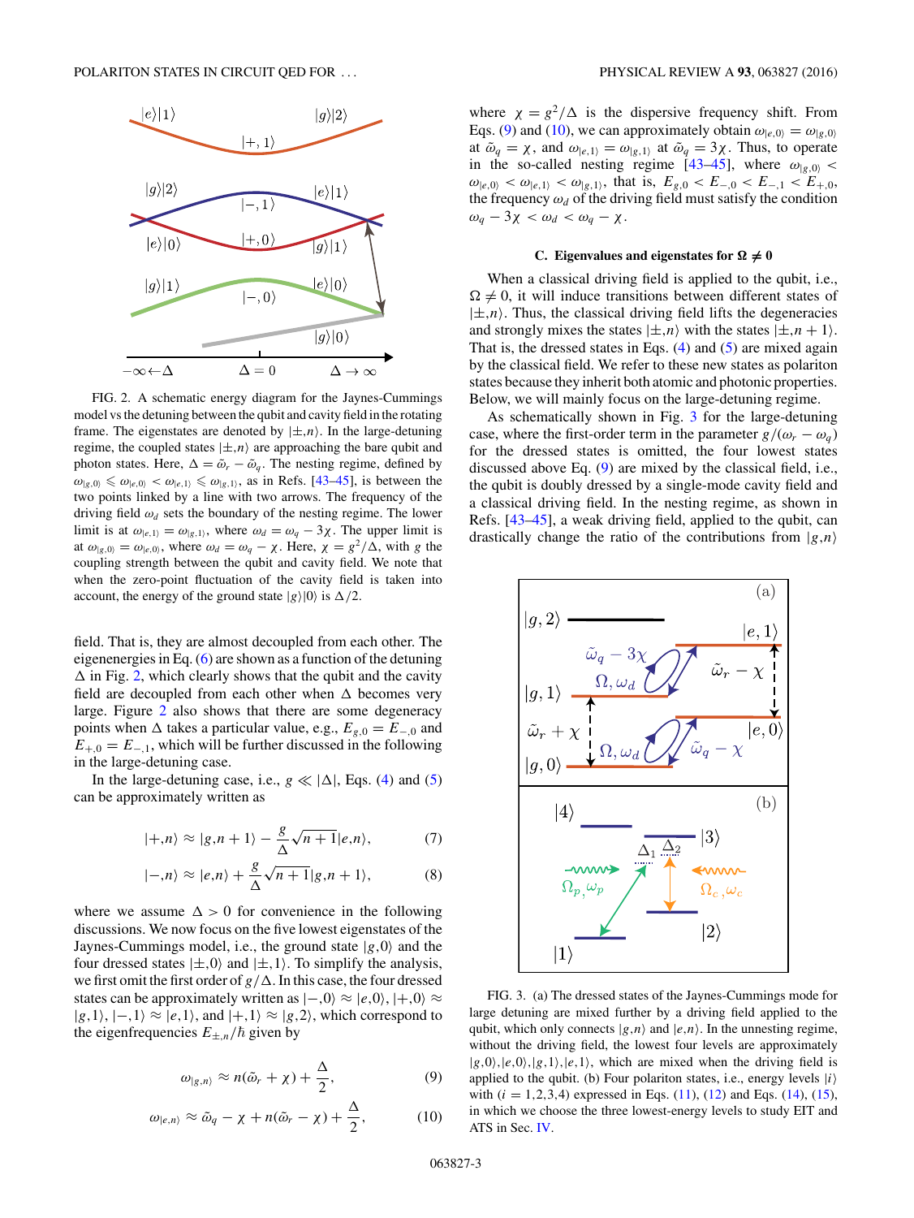FIG. 2. A schematic energy diagram for the Jaynes-Cummings model vs the detuning between the qubit and cavity field in the rotating frame. The eigenstates are denoted by $|\pm,n\rangle$. In the large-detuning regime, the coupled states $|\pm,n\rangle$ are approaching the bare qubit and photon states. Here, $\Delta = \tilde{\omega}_r - \tilde{\omega}_q$. The nesting regime, defined by $\omega_{|g,0\rangle} \leqslant \omega_{|e,0\rangle} < \omega_{|e,1\rangle} \leqslant \omega_{|g,1\rangle}$, as in Refs. [43–45], is between the two points linked by a line with two arrows. The frequency of the driving field $\omega_d$ sets the boundary of the nesting regime. The lower limit is at $\omega_{|e,1\rangle} = \omega_{|g,1\rangle}$, where $\omega_d = \omega_q - 3\chi$. The upper limit is at $\omega_{|g,0\rangle} = \omega_{|e,0\rangle}$, where $\omega_d = \omega_q - \chi$. Here, $\chi = g^2/\Delta$, with $g$ the coupling strength between the qubit and cavity field. We note that when the zero-point fluctuation of the cavity field is taken into account, the energy of the ground state $|g\rangle|0\rangle$ is $\Delta/2$.

field. That is, they are almost decoupled from each other. The eigenenergies in Eq. (6) are shown as a function of the detuning $\Delta$ in Fig. 2, which clearly shows that the qubit and the cavity field are decoupled from each other when $\Delta$ becomes very large. Figure 2 also shows that there are some degeneracy points when $\Delta$ takes a particular value, e.g., $E_{g,0} = E_{-,0}$ and $E_{+,0} = E_{-,1}$, which will be further discussed in the following in the large-detuning case.

In the large-detuning case, i.e., $g \ll |\Delta|$, Eqs. (4) and (5) can be approximately written as

$$|+,n\rangle \approx |g,n+1\rangle - \frac{g}{\Delta}\sqrt{n+1}|e,n\rangle, \tag{7}$$

$$|-,n\rangle \approx |e,n\rangle + \frac{g}{\Delta}\sqrt{n+1}|g,n+1\rangle, \tag{8}$$

where we assume $\Delta > 0$ for convenience in the following discussions. We now focus on the five lowest eigenstates of the Jaynes-Cummings model, i.e., the ground state $|g,0\rangle$ and the four dressed states $|\pm,0\rangle$ and $|\pm,1\rangle$. To simplify the analysis, we first omit the first order of $g/\Delta$. In this case, the four dressed states can be approximately written as $|-,0\rangle \approx |e,0\rangle$, $|+,0\rangle \approx |g,1\rangle$, $|-,1\rangle \approx |e,1\rangle$, and $|+,1\rangle \approx |g,2\rangle$, which correspond to the eigenfrequencies $E_{\pm,n}/\hbar$ given by

$$\omega_{|g,n\rangle} \approx n(\tilde{\omega}_r + \chi) + \frac{\Delta}{2}, \tag{9}$$

$$\omega_{|e,n\rangle} \approx \tilde{\omega}_q - \chi + n(\tilde{\omega}_r - \chi) + \frac{\Delta}{2}, \tag{10}$$

where $\chi = g^2/\Delta$ is the dispersive frequency shift. From Eqs. (9) and (10), we can approximately obtain $\omega_{|e,0\rangle} = \omega_{|g,0\rangle}$ at $\tilde{\omega}_q = \chi$, and $\omega_{|e,1\rangle} = \omega_{|g,1\rangle}$ at $\tilde{\omega}_q = 3\chi$. Thus, to operate in the so-called nesting regime [43–45], where $\omega_{|g,0\rangle} < \omega_{|e,0\rangle} < \omega_{|e,1\rangle} < \omega_{|g,1\rangle}$, that is, $E_{g,0} < E_{-,0} < E_{-,1} < E_{+,0}$, the frequency $\omega_d$ of the driving field must satisfy the condition $\omega_q - 3\chi < \omega_d < \omega_q - \chi$.

### C. Eigenvalues and eigenstates for $\Omega \neq 0$

When a classical driving field is applied to the qubit, i.e., $\Omega \neq 0$, it will induce transitions between different states of $|\pm,n\rangle$. Thus, the classical driving field lifts the degeneracies and strongly mixes the states $|\pm,n\rangle$ with the states $|\pm,n+1\rangle$. That is, the dressed states in Eqs. (4) and (5) are mixed again by the classical field. We refer to these new states as polariton states because they inherit both atomic and photonic properties. Below, we will mainly focus on the large-detuning regime.

As schematically shown in Fig. 3 for the large-detuning case, where the first-order term in the parameter $g/(\omega_r - \omega_q)$ for the dressed states is omitted, the four lowest states discussed above Eq. (9) are mixed by the classical field, i.e., the qubit is doubly dressed by a single-mode cavity field and a classical driving field. In the nesting regime, as shown in Refs. [43–45], a weak driving field, applied to the qubit, can drastically change the ratio of the contributions from $|g,n\rangle$

FIG. 3. (a) The dressed states of the Jaynes-Cummings mode for large detuning are mixed further by a driving field applied to the qubit, which only connects $|g,n\rangle$ and $|e,n\rangle$. In the unnesting regime, without the driving field, the lowest four levels are approximately $|g,0\rangle,|e,0\rangle,|g,1\rangle,|e,1\rangle$, which are mixed when the driving field is applied to the qubit. (b) Four polariton states, i.e., energy levels $|i\rangle$ with ($i = 1,2,3,4$) expressed in Eqs. (11), (12) and Eqs. (14), (15), in which we choose the three lowest-energy levels to study EIT and ATS in Sec. IV.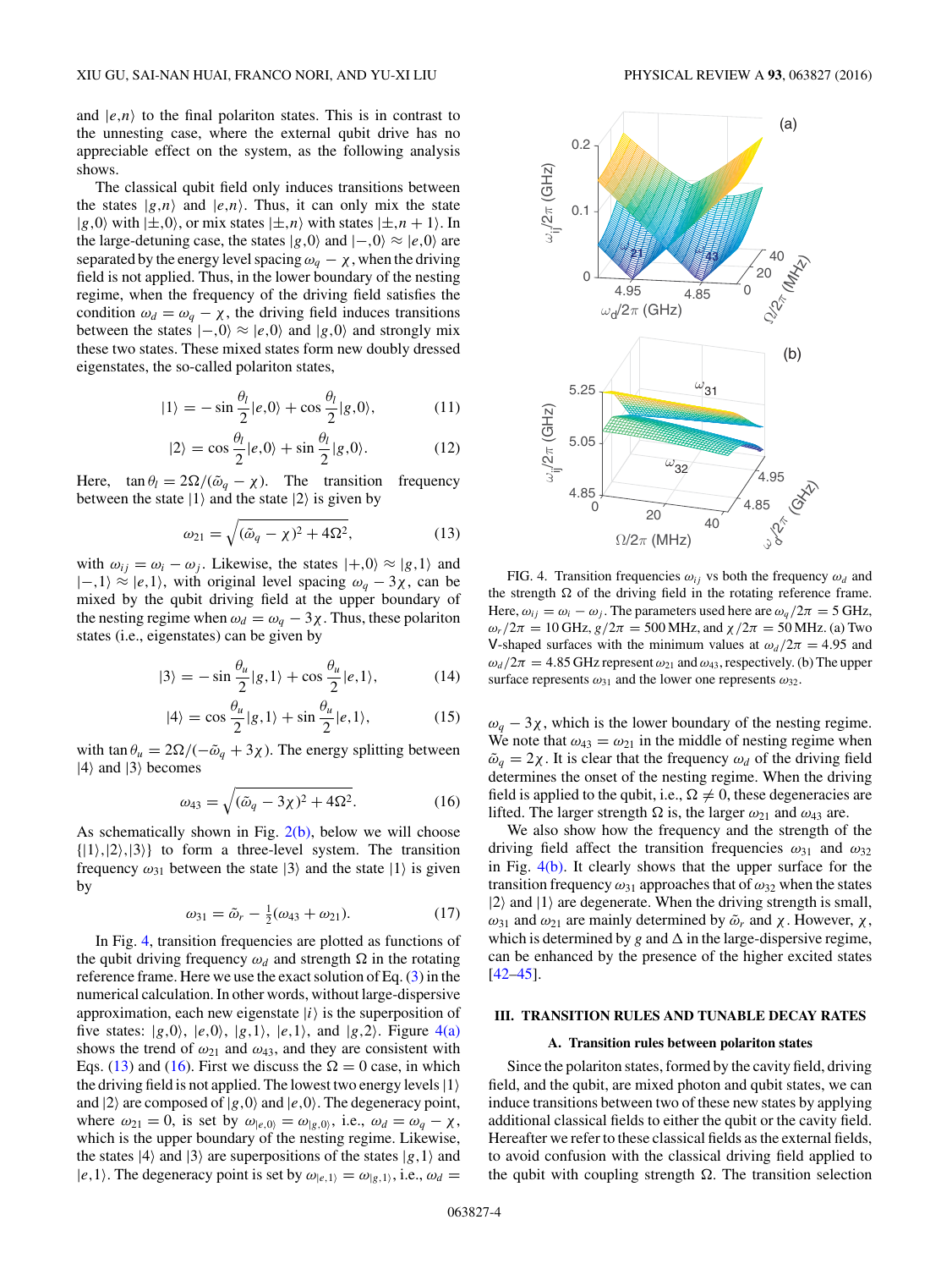and $|e,n\rangle$ to the final polariton states. This is in contrast to the unnesting case, where the external qubit drive has no appreciable effect on the system, as the following analysis shows.

The classical qubit field only induces transitions between the states $|g,n\rangle$ and $|e,n\rangle$. Thus, it can only mix the state $|g,0\rangle$ with $|\pm,0\rangle$, or mix states $|\pm,n\rangle$ with states $|\pm,n+1\rangle$. In the large-detuning case, the states $|g,0\rangle$ and $|-,0\rangle \approx |e,0\rangle$ are separated by the energy level spacing $\omega_q - \chi$, when the driving field is not applied. Thus, in the lower boundary of the nesting regime, when the frequency of the driving field satisfies the condition $\omega_d = \omega_q - \chi$, the driving field induces transitions between the states $|-,0\rangle \approx |e,0\rangle$ and $|g,0\rangle$ and strongly mix these two states. These mixed states form new doubly dressed eigenstates, the so-called polariton states,

$$|1\rangle = -\sin\frac{\theta_l}{2}|e,0\rangle + \cos\frac{\theta_l}{2}|g,0\rangle, \tag{11}$$

$$|2\rangle = \cos\frac{\theta_l}{2}|e,0\rangle + \sin\frac{\theta_l}{2}|g,0\rangle. \tag{12}$$

Here, $\tan\theta_l = 2\Omega/(\tilde{\omega}_q - \chi)$. The transition frequency between the state $|1\rangle$ and the state $|2\rangle$ is given by

$$\omega_{21} = \sqrt{(\tilde{\omega}_q - \chi)^2 + 4\Omega^2}, \tag{13}$$

with $\omega_{ij} = \omega_i - \omega_j$. Likewise, the states $|+,0\rangle \approx |g,1\rangle$ and $|-,1\rangle \approx |e,1\rangle$, with original level spacing $\omega_q - 3\chi$, can be mixed by the qubit driving field at the upper boundary of the nesting regime when $\omega_d = \omega_q - 3\chi$. Thus, these polariton states (i.e., eigenstates) can be given by

$$|3\rangle = -\sin\frac{\theta_u}{2}|g,1\rangle + \cos\frac{\theta_u}{2}|e,1\rangle, \tag{14}$$

$$|4\rangle = \cos\frac{\theta_u}{2}|g,1\rangle + \sin\frac{\theta_u}{2}|e,1\rangle, \tag{15}$$

with $\tan\theta_u = 2\Omega/(-\tilde{\omega}_q + 3\chi)$. The energy splitting between $|4\rangle$ and $|3\rangle$ becomes

$$\omega_{43} = \sqrt{(\tilde{\omega}_q - 3\chi)^2 + 4\Omega^2}. \tag{16}$$

As schematically shown in Fig. 2(b), below we will choose $\{|1\rangle,|2\rangle,|3\rangle\}$ to form a three-level system. The transition frequency $\omega_{31}$ between the state $|3\rangle$ and the state $|1\rangle$ is given by

$$\omega_{31} = \tilde{\omega}_r - \tfrac{1}{2}(\omega_{43} + \omega_{21}). \tag{17}$$

In Fig. 4, transition frequencies are plotted as functions of the qubit driving frequency $\omega_d$ and strength $\Omega$ in the rotating reference frame. Here we use the exact solution of Eq. (3) in the numerical calculation. In other words, without large-dispersive approximation, each new eigenstate $|i\rangle$ is the superposition of five states: $|g,0\rangle$, $|e,0\rangle$, $|g,1\rangle$, $|e,1\rangle$, and $|g,2\rangle$. Figure 4(a) shows the trend of $\omega_{21}$ and $\omega_{43}$, and they are consistent with Eqs. (13) and (16). First we discuss the $\Omega = 0$ case, in which the driving field is not applied. The lowest two energy levels $|1\rangle$ and $|2\rangle$ are composed of $|g,0\rangle$ and $|e,0\rangle$. The degeneracy point, where $\omega_{21} = 0$, is set by $\omega_{|e,0\rangle} = \omega_{|g,0\rangle}$, i.e., $\omega_d = \omega_q - \chi$, which is the upper boundary of the nesting regime. Likewise, the states $|4\rangle$ and $|3\rangle$ are superpositions of the states $|g,1\rangle$ and $|e,1\rangle$. The degeneracy point is set by $\omega_{|e,1\rangle} = \omega_{|g,1\rangle}$, i.e., $\omega_d = \omega_q - 3\chi$, which is the lower boundary of the nesting regime. We note that $\omega_{43} = \omega_{21}$ in the middle of nesting regime when $\tilde{\omega}_q = 2\chi$. It is clear that the frequency $\omega_d$ of the driving field determines the onset of the nesting regime. When the driving field is applied to the qubit, i.e., $\Omega \neq 0$, these degeneracies are lifted. The larger strength $\Omega$ is, the larger $\omega_{21}$ and $\omega_{43}$ are.

FIG. 4. Transition frequencies $\omega_{ij}$ vs both the frequency $\omega_d$ and the strength $\Omega$ of the driving field in the rotating reference frame. Here, $\omega_{ij} = \omega_i - \omega_j$. The parameters used here are $\omega_q/2\pi = 5$ GHz, $\omega_r/2\pi = 10$ GHz, $g/2\pi = 500$ MHz, and $\chi/2\pi = 50$ MHz. (a) Two V-shaped surfaces with the minimum values at $\omega_d/2\pi = 4.95$ and $\omega_d/2\pi = 4.85$ GHz represent $\omega_{21}$ and $\omega_{43}$, respectively. (b) The upper surface represents $\omega_{31}$ and the lower one represents $\omega_{32}$.

We also show how the frequency and the strength of the driving field affect the transition frequencies $\omega_{31}$ and $\omega_{32}$ in Fig. 4(b). It clearly shows that the upper surface for the transition frequency $\omega_{31}$ approaches that of $\omega_{32}$ when the states $|2\rangle$ and $|1\rangle$ are degenerate. When the driving strength is small, $\omega_{31}$ and $\omega_{21}$ are mainly determined by $\tilde{\omega}_r$ and $\chi$. However, $\chi$, which is determined by $g$ and $\Delta$ in the large-dispersive regime, can be enhanced by the presence of the higher excited states [42–45].

## III. TRANSITION RULES AND TUNABLE DECAY RATES

### A. Transition rules between polariton states

Since the polariton states, formed by the cavity field, driving field, and the qubit, are mixed photon and qubit states, we can induce transitions between two of these new states by applying additional classical fields to either the qubit or the cavity field. Hereafter we refer to these classical fields as the external fields, to avoid confusion with the classical driving field applied to the qubit with coupling strength $\Omega$. The transition selection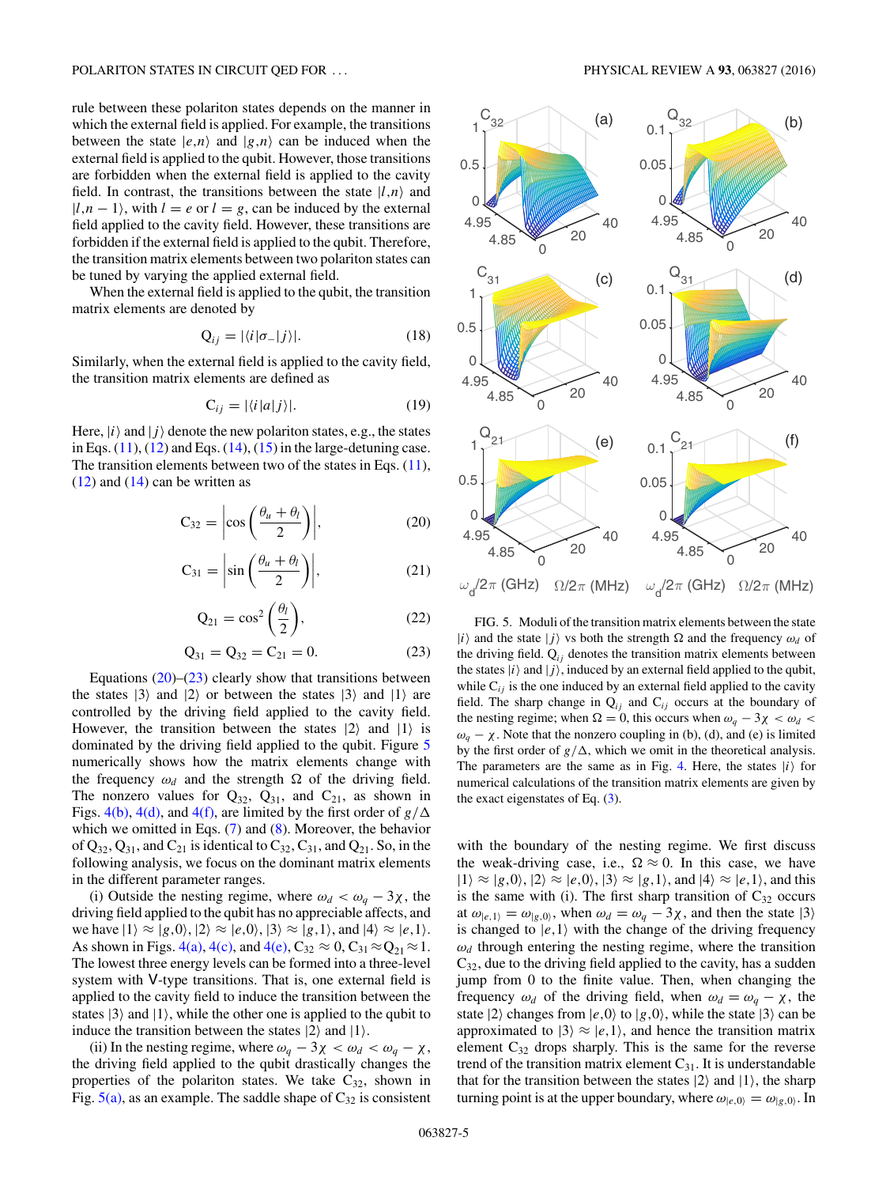rule between these polariton states depends on the manner in which the external field is applied. For example, the transitions between the state $|e,n\rangle$ and $|g,n\rangle$ can be induced when the external field is applied to the qubit. However, those transitions are forbidden when the external field is applied to the cavity field. In contrast, the transitions between the state $|l,n\rangle$ and $|l,n-1\rangle$, with $l=e$ or $l=g$, can be induced by the external field applied to the cavity field. However, these transitions are forbidden if the external field is applied to the qubit. Therefore, the transition matrix elements between two polariton states can be tuned by varying the applied external field.

When the external field is applied to the qubit, the transition matrix elements are denoted by

$$\mathrm{Q}_{ij} = |\langle i|\sigma_-|j\rangle|. \tag{18}$$

Similarly, when the external field is applied to the cavity field, the transition matrix elements are defined as

$$\mathrm{C}_{ij} = |\langle i|a|j\rangle|. \tag{19}$$

Here, $|i\rangle$ and $|j\rangle$ denote the new polariton states, e.g., the states in Eqs. (11), (12) and Eqs. (14), (15) in the large-detuning case. The transition elements between two of the states in Eqs. (11), (12) and (14) can be written as

$$\mathrm{C}_{32} = \left|\cos\left(\frac{\theta_u+\theta_l}{2}\right)\right|, \tag{20}$$

$$\mathrm{C}_{31} = \left|\sin\left(\frac{\theta_u+\theta_l}{2}\right)\right|, \tag{21}$$

$$\mathrm{Q}_{21} = \cos^2\left(\frac{\theta_l}{2}\right), \tag{22}$$

$$\mathrm{Q}_{31} = \mathrm{Q}_{32} = \mathrm{C}_{21} = 0. \tag{23}$$

Equations (20)–(23) clearly show that transitions between the states $|3\rangle$ and $|2\rangle$ or between the states $|3\rangle$ and $|1\rangle$ are controlled by the driving field applied to the cavity field. However, the transition between the states $|2\rangle$ and $|1\rangle$ is dominated by the driving field applied to the qubit. Figure 5 numerically shows how the matrix elements change with the frequency $\omega_d$ and the strength $\Omega$ of the driving field. The nonzero values for $\mathrm{Q}_{32}$, $\mathrm{Q}_{31}$, and $\mathrm{C}_{21}$, as shown in Figs. 4(b), 4(d), and 4(f), are limited by the first order of $g/\Delta$ which we omitted in Eqs. (7) and (8). Moreover, the behavior of $\mathrm{Q}_{32}$, $\mathrm{Q}_{31}$, and $\mathrm{C}_{21}$ is identical to $\mathrm{C}_{32}$, $\mathrm{C}_{31}$, and $\mathrm{Q}_{21}$. So, in the following analysis, we focus on the dominant matrix elements in the different parameter ranges.

(i) Outside the nesting regime, where $\omega_d < \omega_q - 3\chi$, the driving field applied to the qubit has no appreciable affects, and we have $|1\rangle \approx |g,0\rangle$, $|2\rangle \approx |e,0\rangle$, $|3\rangle \approx |g,1\rangle$, and $|4\rangle \approx |e,1\rangle$. As shown in Figs. 4(a), 4(c), and 4(e), $\mathrm{C}_{32} \approx 0$, $\mathrm{C}_{31} \approx \mathrm{Q}_{21} \approx 1$. The lowest three energy levels can be formed into a three-level system with V-type transitions. That is, one external field is applied to the cavity field to induce the transition between the states $|3\rangle$ and $|1\rangle$, while the other one is applied to the qubit to induce the transition between the states $|2\rangle$ and $|1\rangle$.

(ii) In the nesting regime, where $\omega_q - 3\chi < \omega_d < \omega_q - \chi$, the driving field applied to the qubit drastically changes the properties of the polariton states. We take $\mathrm{C}_{32}$, shown in Fig. 5(a), as an example. The saddle shape of $\mathrm{C}_{32}$ is consistent with the boundary of the nesting regime. We first discuss the weak-driving case, i.e., $\Omega \approx 0$. In this case, we have $|1\rangle \approx |g,0\rangle$, $|2\rangle \approx |e,0\rangle$, $|3\rangle \approx |g,1\rangle$, and $|4\rangle \approx |e,1\rangle$, and this is the same with (i). The first sharp transition of $\mathrm{C}_{32}$ occurs at $\omega_{|e,1\rangle} = \omega_{|g,0\rangle}$, when $\omega_d = \omega_q - 3\chi$, and then the state $|3\rangle$ is changed to $|e,1\rangle$ with the change of the driving frequency $\omega_d$ through entering the nesting regime, where the transition $\mathrm{C}_{32}$, due to the driving field applied to the cavity, has a sudden jump from 0 to the finite value. Then, when changing the frequency $\omega_d$ of the driving field, when $\omega_d = \omega_q - \chi$, the state $|2\rangle$ changes from $|e,0\rangle$ to $|g,0\rangle$, while the state $|3\rangle$ can be approximated to $|3\rangle \approx |e,1\rangle$, and hence the transition matrix element $\mathrm{C}_{32}$ drops sharply. This is the same for the reverse trend of the transition matrix element $\mathrm{C}_{31}$. It is understandable that for the transition between the states $|2\rangle$ and $|1\rangle$, the sharp turning point is at the upper boundary, where $\omega_{|e,0\rangle} = \omega_{|g,0\rangle}$. In

FIG. 5. Moduli of the transition matrix elements between the state $|i\rangle$ and the state $|j\rangle$ vs both the strength $\Omega$ and the frequency $\omega_d$ of the driving field. $\mathrm{Q}_{ij}$ denotes the transition matrix elements between the states $|i\rangle$ and $|j\rangle$, induced by an external field applied to the qubit, while $\mathrm{C}_{ij}$ is the one induced by an external field applied to the cavity field. The sharp change in $\mathrm{Q}_{ij}$ and $\mathrm{C}_{ij}$ occurs at the boundary of the nesting regime; when $\Omega = 0$, this occurs when $\omega_q - 3\chi < \omega_d < \omega_q - \chi$. Note that the nonzero coupling in (b), (d), and (e) is limited by the first order of $g/\Delta$, which we omit in the theoretical analysis. The parameters are the same as in Fig. 4. Here, the states $|i\rangle$ for numerical calculations of the transition matrix elements are given by the exact eigenstates of Eq. (3).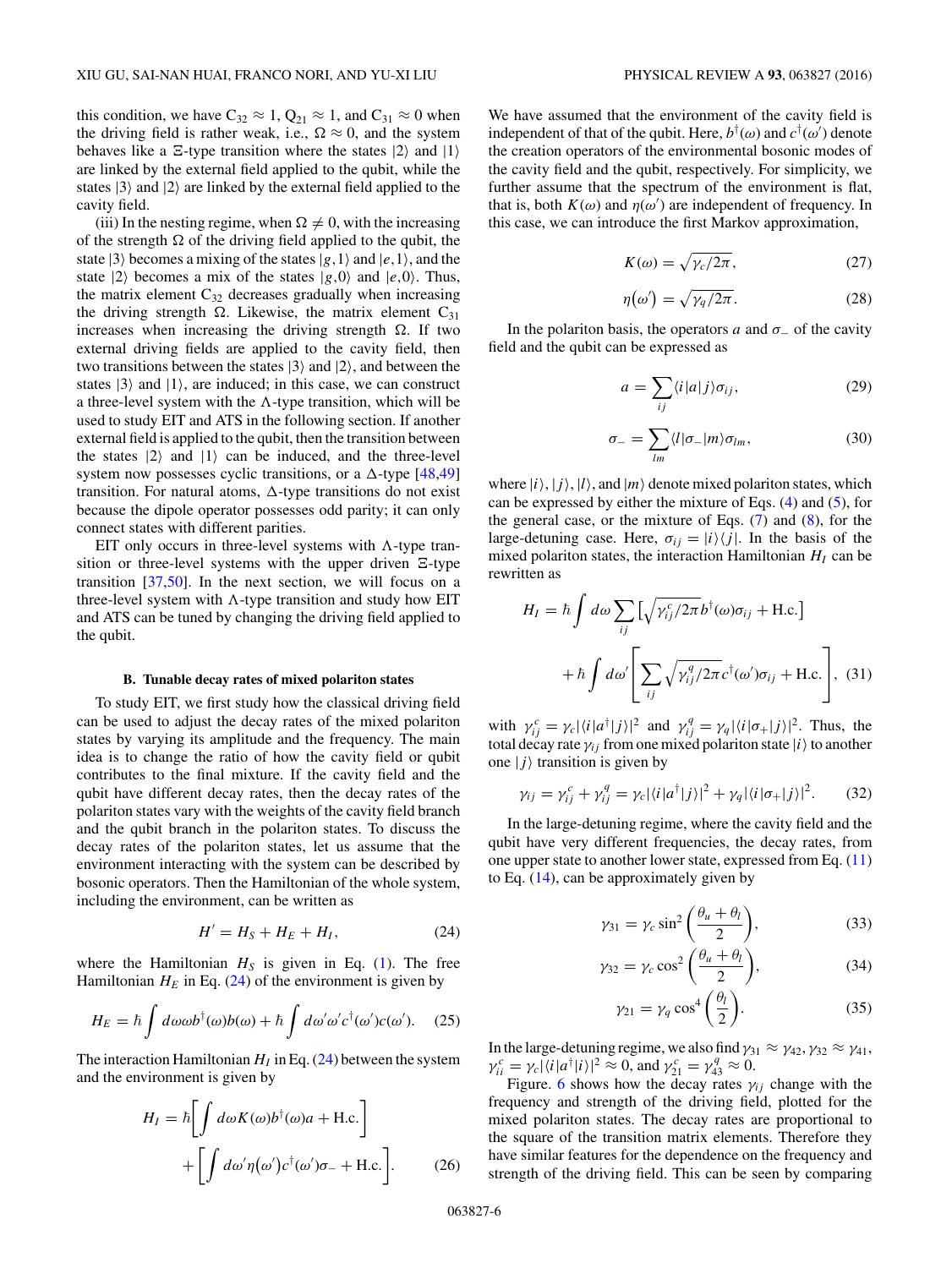this condition, we have $C_{32} \approx 1$, $Q_{21} \approx 1$, and $C_{31} \approx 0$ when the driving field is rather weak, i.e., $\Omega \approx 0$, and the system behaves like a $\Xi$-type transition where the states $|2\rangle$ and $|1\rangle$ are linked by the external field applied to the qubit, while the states $|3\rangle$ and $|2\rangle$ are linked by the external field applied to the cavity field.

(iii) In the nesting regime, when $\Omega \neq 0$, with the increasing of the strength $\Omega$ of the driving field applied to the qubit, the state $|3\rangle$ becomes a mixing of the states $|g,1\rangle$ and $|e,1\rangle$, and the state $|2\rangle$ becomes a mix of the states $|g,0\rangle$ and $|e,0\rangle$. Thus, the matrix element $C_{32}$ decreases gradually when increasing the driving strength $\Omega$. Likewise, the matrix element $C_{31}$ increases when increasing the driving strength $\Omega$. If two external driving fields are applied to the cavity field, then two transitions between the states $|3\rangle$ and $|2\rangle$, and between the states $|3\rangle$ and $|1\rangle$, are induced; in this case, we can construct a three-level system with the $\Lambda$-type transition, which will be used to study EIT and ATS in the following section. If another external field is applied to the qubit, then the transition between the states $|2\rangle$ and $|1\rangle$ can be induced, and the three-level system now possesses cyclic transitions, or a $\Delta$-type [48,49] transition. For natural atoms, $\Delta$-type transitions do not exist because the dipole operator possesses odd parity; it can only connect states with different parities.

EIT only occurs in three-level systems with $\Lambda$-type transition or three-level systems with the upper driven $\Xi$-type transition [37,50]. In the next section, we will focus on a three-level system with $\Lambda$-type transition and study how EIT and ATS can be tuned by changing the driving field applied to the qubit.

### B. Tunable decay rates of mixed polariton states

To study EIT, we first study how the classical driving field can be used to adjust the decay rates of the mixed polariton states by varying its amplitude and the frequency. The main idea is to change the ratio of how the cavity field or qubit contributes to the final mixture. If the cavity field and the qubit have different decay rates, then the decay rates of the polariton states vary with the weights of the cavity field branch and the qubit branch in the polariton states. To discuss the decay rates of the polariton states, let us assume that the environment interacting with the system can be described by bosonic operators. Then the Hamiltonian of the whole system, including the environment, can be written as

$$H' = H_S + H_E + H_I, \tag{24}$$

where the Hamiltonian $H_S$ is given in Eq. (1). The free Hamiltonian $H_E$ in Eq. (24) of the environment is given by

$$H_E = \hbar \int d\omega \omega b^{\dagger}(\omega) b(\omega) + \hbar \int d\omega' \omega' c^{\dagger}(\omega') c(\omega'). \tag{25}$$

The interaction Hamiltonian $H_I$ in Eq. (24) between the system and the environment is given by

$$H_I = \hbar \left[ \int d\omega K(\omega) b^{\dagger}(\omega) a + \text{H.c.} \right] + \left[ \int d\omega' \eta(\omega') c^{\dagger}(\omega') \sigma_- + \text{H.c.} \right]. \tag{26}$$

We have assumed that the environment of the cavity field is independent of that of the qubit. Here, $b^{\dagger}(\omega)$ and $c^{\dagger}(\omega')$ denote the creation operators of the environmental bosonic modes of the cavity field and the qubit, respectively. For simplicity, we further assume that the spectrum of the environment is flat, that is, both $K(\omega)$ and $\eta(\omega')$ are independent of frequency. In this case, we can introduce the first Markov approximation,

$$K(\omega) = \sqrt{\gamma_c / 2\pi}, \tag{27}$$

$$\eta(\omega') = \sqrt{\gamma_q / 2\pi}. \tag{28}$$

In the polariton basis, the operators $a$ and $\sigma_-$ of the cavity field and the qubit can be expressed as

$$a = \sum_{ij} \langle i|a|j\rangle \sigma_{ij}, \tag{29}$$

$$\sigma_- = \sum_{lm} \langle l|\sigma_-|m\rangle \sigma_{lm}, \tag{30}$$

where $|i\rangle$, $|j\rangle$, $|l\rangle$, and $|m\rangle$ denote mixed polariton states, which can be expressed by either the mixture of Eqs. (4) and (5), for the general case, or the mixture of Eqs. (7) and (8), for the large-detuning case. Here, $\sigma_{ij} = |i\rangle\langle j|$. In the basis of the mixed polariton states, the interaction Hamiltonian $H_I$ can be rewritten as

$$H_I = \hbar \int d\omega \sum_{ij} \left[ \sqrt{\gamma_{ij}^c / 2\pi}\, b^{\dagger}(\omega) \sigma_{ij} + \text{H.c.} \right] + \hbar \int d\omega' \left[ \sum_{ij} \sqrt{\gamma_{ij}^q / 2\pi}\, c^{\dagger}(\omega') \sigma_{ij} + \text{H.c.} \right], \tag{31}$$

with $\gamma_{ij}^c = \gamma_c |\langle i|a^{\dagger}|j\rangle|^2$ and $\gamma_{ij}^q = \gamma_q |\langle i|\sigma_+|j\rangle|^2$. Thus, the total decay rate $\gamma_{ij}$ from one mixed polariton state $|i\rangle$ to another one $|j\rangle$ transition is given by

$$\gamma_{ij} = \gamma_{ij}^c + \gamma_{ij}^q = \gamma_c |\langle i|a^{\dagger}|j\rangle|^2 + \gamma_q |\langle i|\sigma_+|j\rangle|^2. \tag{32}$$

In the large-detuning regime, where the cavity field and the qubit have very different frequencies, the decay rates, from one upper state to another lower state, expressed from Eq. (11) to Eq. (14), can be approximately given by

$$\gamma_{31} = \gamma_c \sin^2\left(\frac{\theta_u + \theta_l}{2}\right), \tag{33}$$

$$\gamma_{32} = \gamma_c \cos^2\left(\frac{\theta_u + \theta_l}{2}\right), \tag{34}$$

$$\gamma_{21} = \gamma_q \cos^4\left(\frac{\theta_l}{2}\right). \tag{35}$$

In the large-detuning regime, we also find $\gamma_{31} \approx \gamma_{42}$, $\gamma_{32} \approx \gamma_{41}$, $\gamma_{ii}^c = \gamma_c |\langle i|a^{\dagger}|i\rangle|^2 \approx 0$, and $\gamma_{21}^c = \gamma_{43}^q \approx 0$.

Figure. 6 shows how the decay rates $\gamma_{ij}$ change with the frequency and strength of the driving field, plotted for the mixed polariton states. The decay rates are proportional to the square of the transition matrix elements. Therefore they have similar features for the dependence on the frequency and strength of the driving field. This can be seen by comparing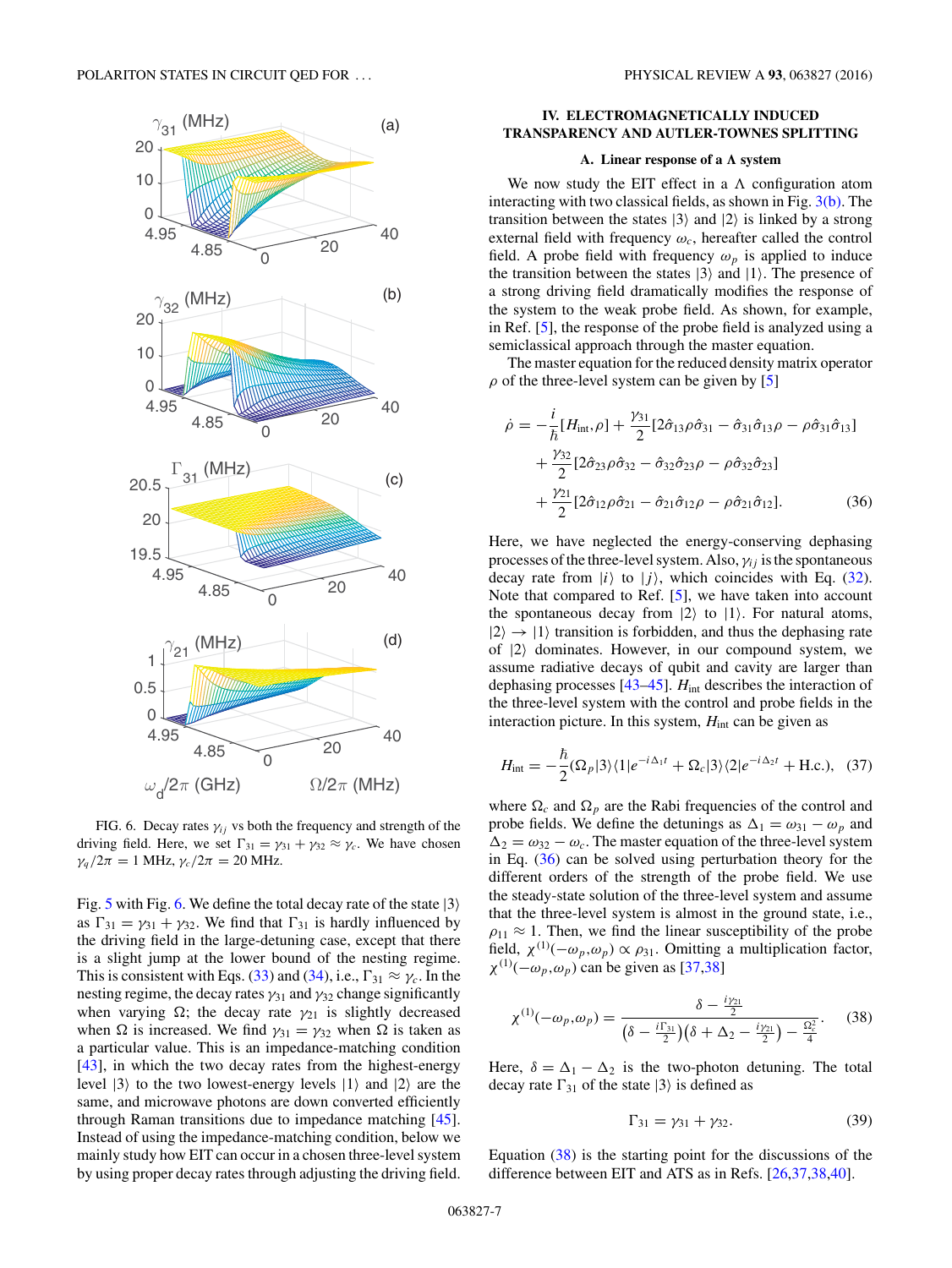FIG. 6. Decay rates $\gamma_{ij}$ vs both the frequency and strength of the driving field. Here, we set $\Gamma_{31} = \gamma_{31} + \gamma_{32} \approx \gamma_c$. We have chosen $\gamma_q/2\pi = 1$ MHz, $\gamma_c/2\pi = 20$ MHz.

Fig. 5 with Fig. 6. We define the total decay rate of the state $|3\rangle$ as $\Gamma_{31} = \gamma_{31} + \gamma_{32}$. We find that $\Gamma_{31}$ is hardly influenced by the driving field in the large-detuning case, except that there is a slight jump at the lower bound of the nesting regime. This is consistent with Eqs. (33) and (34), i.e., $\Gamma_{31} \approx \gamma_c$. In the nesting regime, the decay rates $\gamma_{31}$ and $\gamma_{32}$ change significantly when varying $\Omega$; the decay rate $\gamma_{21}$ is slightly decreased when $\Omega$ is increased. We find $\gamma_{31} = \gamma_{32}$ when $\Omega$ is taken as a particular value. This is an impedance-matching condition [43], in which the two decay rates from the highest-energy level $|3\rangle$ to the two lowest-energy levels $|1\rangle$ and $|2\rangle$ are the same, and microwave photons are down converted efficiently through Raman transitions due to impedance matching [45]. Instead of using the impedance-matching condition, below we mainly study how EIT can occur in a chosen three-level system by using proper decay rates through adjusting the driving field.

## IV. ELECTROMAGNETICALLY INDUCED TRANSPARENCY AND AUTLER-TOWNES SPLITTING

### A. Linear response of a Λ system

We now study the EIT effect in a Λ configuration atom interacting with two classical fields, as shown in Fig. 3(b). The transition between the states $|3\rangle$ and $|2\rangle$ is linked by a strong external field with frequency $\omega_c$, hereafter called the control field. A probe field with frequency $\omega_p$ is applied to induce the transition between the states $|3\rangle$ and $|1\rangle$. The presence of a strong driving field dramatically modifies the response of the system to the weak probe field. As shown, for example, in Ref. [5], the response of the probe field is analyzed using a semiclassical approach through the master equation.

The master equation for the reduced density matrix operator $\rho$ of the three-level system can be given by [5]

$$\begin{aligned}\dot{\rho} = &-\frac{i}{\hbar}[H_{\text{int}},\rho] + \frac{\gamma_{31}}{2}[2\hat{\sigma}_{13}\rho\hat{\sigma}_{31} - \hat{\sigma}_{31}\hat{\sigma}_{13}\rho - \rho\hat{\sigma}_{31}\hat{\sigma}_{13}]\\ &+ \frac{\gamma_{32}}{2}[2\hat{\sigma}_{23}\rho\hat{\sigma}_{32} - \hat{\sigma}_{32}\hat{\sigma}_{23}\rho - \rho\hat{\sigma}_{32}\hat{\sigma}_{23}]\\ &+ \frac{\gamma_{21}}{2}[2\hat{\sigma}_{12}\rho\hat{\sigma}_{21} - \hat{\sigma}_{21}\hat{\sigma}_{12}\rho - \rho\hat{\sigma}_{21}\hat{\sigma}_{12}].\end{aligned} \tag{36}$$

Here, we have neglected the energy-conserving dephasing processes of the three-level system. Also, $\gamma_{ij}$ is the spontaneous decay rate from $|i\rangle$ to $|j\rangle$, which coincides with Eq. (32). Note that compared to Ref. [5], we have taken into account the spontaneous decay from $|2\rangle$ to $|1\rangle$. For natural atoms, $|2\rangle \to |1\rangle$ transition is forbidden, and thus the dephasing rate of $|2\rangle$ dominates. However, in our compound system, we assume radiative decays of qubit and cavity are larger than dephasing processes [43–45]. $H_{\text{int}}$ describes the interaction of the three-level system with the control and probe fields in the interaction picture. In this system, $H_{\text{int}}$ can be given as

$$H_{\text{int}} = -\frac{\hbar}{2}(\Omega_p|3\rangle\langle 1|e^{-i\Delta_1 t} + \Omega_c|3\rangle\langle 2|e^{-i\Delta_2 t} + \text{H.c.}), \tag{37}$$

where $\Omega_c$ and $\Omega_p$ are the Rabi frequencies of the control and probe fields. We define the detunings as $\Delta_1 = \omega_{31} - \omega_p$ and $\Delta_2 = \omega_{32} - \omega_c$. The master equation of the three-level system in Eq. (36) can be solved using perturbation theory for the different orders of the strength of the probe field. We use the steady-state solution of the three-level system and assume that the three-level system is almost in the ground state, i.e., $\rho_{11} \approx 1$. Then, we find the linear susceptibility of the probe field, $\chi^{(1)}(-\omega_p,\omega_p) \propto \rho_{31}$. Omitting a multiplication factor, $\chi^{(1)}(-\omega_p,\omega_p)$ can be given as [37,38]

$$\chi^{(1)}(-\omega_p,\omega_p) = \frac{\delta - \frac{i\gamma_{21}}{2}}{\left(\delta - \frac{i\Gamma_{31}}{2}\right)\left(\delta + \Delta_2 - \frac{i\gamma_{21}}{2}\right) - \frac{\Omega_c^2}{4}}. \tag{38}$$

Here, $\delta = \Delta_1 - \Delta_2$ is the two-photon detuning. The total decay rate $\Gamma_{31}$ of the state $|3\rangle$ is defined as

$$\Gamma_{31} = \gamma_{31} + \gamma_{32}. \tag{39}$$

Equation (38) is the starting point for the discussions of the difference between EIT and ATS as in Refs. [26,37,38,40].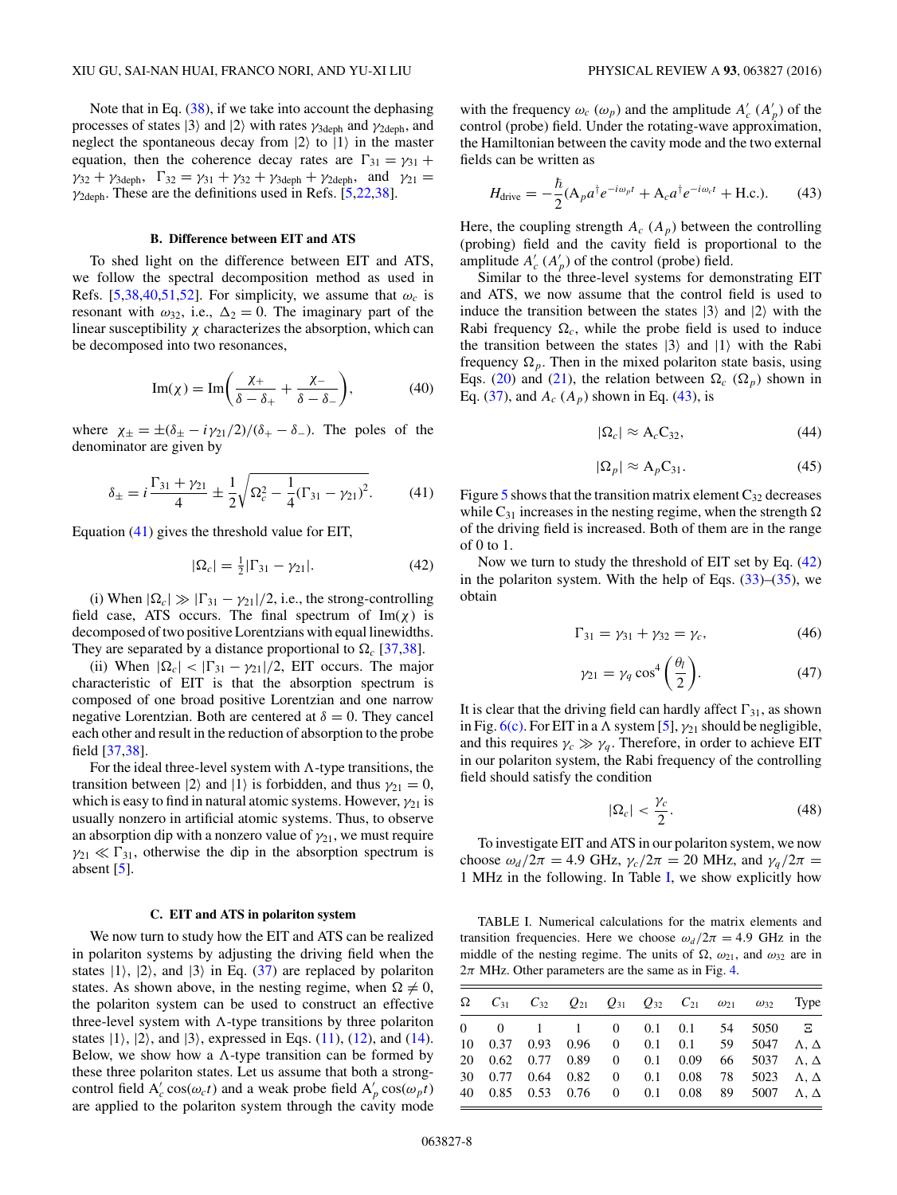Note that in Eq. (38), if we take into account the dephasing processes of states $|3\rangle$ and $|2\rangle$ with rates $\gamma_{3\text{deph}}$ and $\gamma_{2\text{deph}}$, and neglect the spontaneous decay from $|2\rangle$ to $|1\rangle$ in the master equation, then the coherence decay rates are $\Gamma_{31} = \gamma_{31} + \gamma_{32} + \gamma_{3\text{deph}}$, $\Gamma_{32} = \gamma_{31} + \gamma_{32} + \gamma_{3\text{deph}} + \gamma_{2\text{deph}}$, and $\gamma_{21} = \gamma_{2\text{deph}}$. These are the definitions used in Refs. [5,22,38].

### B. Difference between EIT and ATS

To shed light on the difference between EIT and ATS, we follow the spectral decomposition method as used in Refs. [5,38,40,51,52]. For simplicity, we assume that $\omega_c$ is resonant with $\omega_{32}$, i.e., $\Delta_2 = 0$. The imaginary part of the linear susceptibility $\chi$ characterizes the absorption, which can be decomposed into two resonances,

$$\text{Im}(\chi) = \text{Im}\left(\frac{\chi_+}{\delta - \delta_+} + \frac{\chi_-}{\delta - \delta_-}\right), \tag{40}$$

where $\chi_\pm = \pm(\delta_\pm - i\gamma_{21}/2)/(\delta_+ - \delta_-)$. The poles of the denominator are given by

$$\delta_\pm = i\frac{\Gamma_{31} + \gamma_{21}}{4} \pm \frac{1}{2}\sqrt{\Omega_c^2 - \frac{1}{4}(\Gamma_{31} - \gamma_{21})^2}. \tag{41}$$

Equation (41) gives the threshold value for EIT,

$$|\Omega_c| = \tfrac{1}{2}|\Gamma_{31} - \gamma_{21}|. \tag{42}$$

(i) When $|\Omega_c| \gg |\Gamma_{31} - \gamma_{21}|/2$, i.e., the strong-controlling field case, ATS occurs. The final spectrum of $\text{Im}(\chi)$ is decomposed of two positive Lorentzians with equal linewidths. They are separated by a distance proportional to $\Omega_c$ [37,38].

(ii) When $|\Omega_c| < |\Gamma_{31} - \gamma_{21}|/2$, EIT occurs. The major characteristic of EIT is that the absorption spectrum is composed of one broad positive Lorentzian and one narrow negative Lorentzian. Both are centered at $\delta = 0$. They cancel each other and result in the reduction of absorption to the probe field [37,38].

For the ideal three-level system with $\Lambda$-type transitions, the transition between $|2\rangle$ and $|1\rangle$ is forbidden, and thus $\gamma_{21} = 0$, which is easy to find in natural atomic systems. However, $\gamma_{21}$ is usually nonzero in artificial atomic systems. Thus, to observe an absorption dip with a nonzero value of $\gamma_{21}$, we must require $\gamma_{21} \ll \Gamma_{31}$, otherwise the dip in the absorption spectrum is absent [5].

### C. EIT and ATS in polariton system

We now turn to study how the EIT and ATS can be realized in polariton systems by adjusting the driving field when the states $|1\rangle$, $|2\rangle$, and $|3\rangle$ in Eq. (37) are replaced by polariton states. As shown above, in the nesting regime, when $\Omega \neq 0$, the polariton system can be used to construct an effective three-level system with $\Lambda$-type transitions by three polariton states $|1\rangle$, $|2\rangle$, and $|3\rangle$, expressed in Eqs. (11), (12), and (14). Below, we show how a $\Lambda$-type transition can be formed by these three polariton states. Let us assume that both a strong-control field $A_c' \cos(\omega_c t)$ and a weak probe field $A_p' \cos(\omega_p t)$ are applied to the polariton system through the cavity mode with the frequency $\omega_c$ ($\omega_p$) and the amplitude $A_c'$ ($A_p'$) of the control (probe) field. Under the rotating-wave approximation, the Hamiltonian between the cavity mode and the two external fields can be written as

$$H_{\text{drive}} = -\frac{\hbar}{2}(A_p a^\dagger e^{-i\omega_p t} + A_c a^\dagger e^{-i\omega_c t} + \text{H.c.}). \tag{43}$$

Here, the coupling strength $A_c$ ($A_p$) between the controlling (probing) field and the cavity field is proportional to the amplitude $A_c'$ ($A_p'$) of the control (probe) field.

Similar to the three-level systems for demonstrating EIT and ATS, we now assume that the control field is used to induce the transition between the states $|3\rangle$ and $|2\rangle$ with the Rabi frequency $\Omega_c$, while the probe field is used to induce the transition between the states $|3\rangle$ and $|1\rangle$ with the Rabi frequency $\Omega_p$. Then in the mixed polariton state basis, using Eqs. (20) and (21), the relation between $\Omega_c$ ($\Omega_p$) shown in Eq. (37), and $A_c$ ($A_p$) shown in Eq. (43), is

$$|\Omega_c| \approx A_c C_{32}, \tag{44}$$

$$|\Omega_p| \approx A_p C_{31}. \tag{45}$$

Figure 5 shows that the transition matrix element $C_{32}$ decreases while $C_{31}$ increases in the nesting regime, when the strength $\Omega$ of the driving field is increased. Both of them are in the range of 0 to 1.

Now we turn to study the threshold of EIT set by Eq. (42) in the polariton system. With the help of Eqs. (33)–(35), we obtain

$$\Gamma_{31} = \gamma_{31} + \gamma_{32} = \gamma_c, \tag{46}$$

$$\gamma_{21} = \gamma_q \cos^4\left(\frac{\theta_l}{2}\right). \tag{47}$$

It is clear that the driving field can hardly affect $\Gamma_{31}$, as shown in Fig. 6(c). For EIT in a $\Lambda$ system [5], $\gamma_{21}$ should be negligible, and this requires $\gamma_c \gg \gamma_q$. Therefore, in order to achieve EIT in our polariton system, the Rabi frequency of the controlling field should satisfy the condition

$$|\Omega_c| < \frac{\gamma_c}{2}. \tag{48}$$

To investigate EIT and ATS in our polariton system, we now choose $\omega_d/2\pi = 4.9$ GHz, $\gamma_c/2\pi = 20$ MHz, and $\gamma_q/2\pi = 1$ MHz in the following. In Table I, we show explicitly how

TABLE I. Numerical calculations for the matrix elements and transition frequencies. Here we choose $\omega_d/2\pi = 4.9$ GHz in the middle of the nesting regime. The units of $\Omega$, $\omega_{21}$, and $\omega_{32}$ are in $2\pi$ MHz. Other parameters are the same as in Fig. 4.

| $\Omega$ | $C_{31}$ | $C_{32}$ | $Q_{21}$ | $Q_{31}$ | $Q_{32}$ | $C_{21}$ | $\omega_{21}$ | $\omega_{32}$ | Type |
|---|---|---|---|---|---|---|---|---|---|
| 0 | 0 | 1 | 1 | 0 | 0.1 | 0.1 | 54 | 5050 | $\Xi$ |
| 10 | 0.37 | 0.93 | 0.96 | 0 | 0.1 | 0.1 | 59 | 5047 | $\Lambda$, $\Delta$ |
| 20 | 0.62 | 0.77 | 0.89 | 0 | 0.1 | 0.09 | 66 | 5037 | $\Lambda$, $\Delta$ |
| 30 | 0.77 | 0.64 | 0.82 | 0 | 0.1 | 0.08 | 78 | 5023 | $\Lambda$, $\Delta$ |
| 40 | 0.85 | 0.53 | 0.76 | 0 | 0.1 | 0.08 | 89 | 5007 | $\Lambda$, $\Delta$ |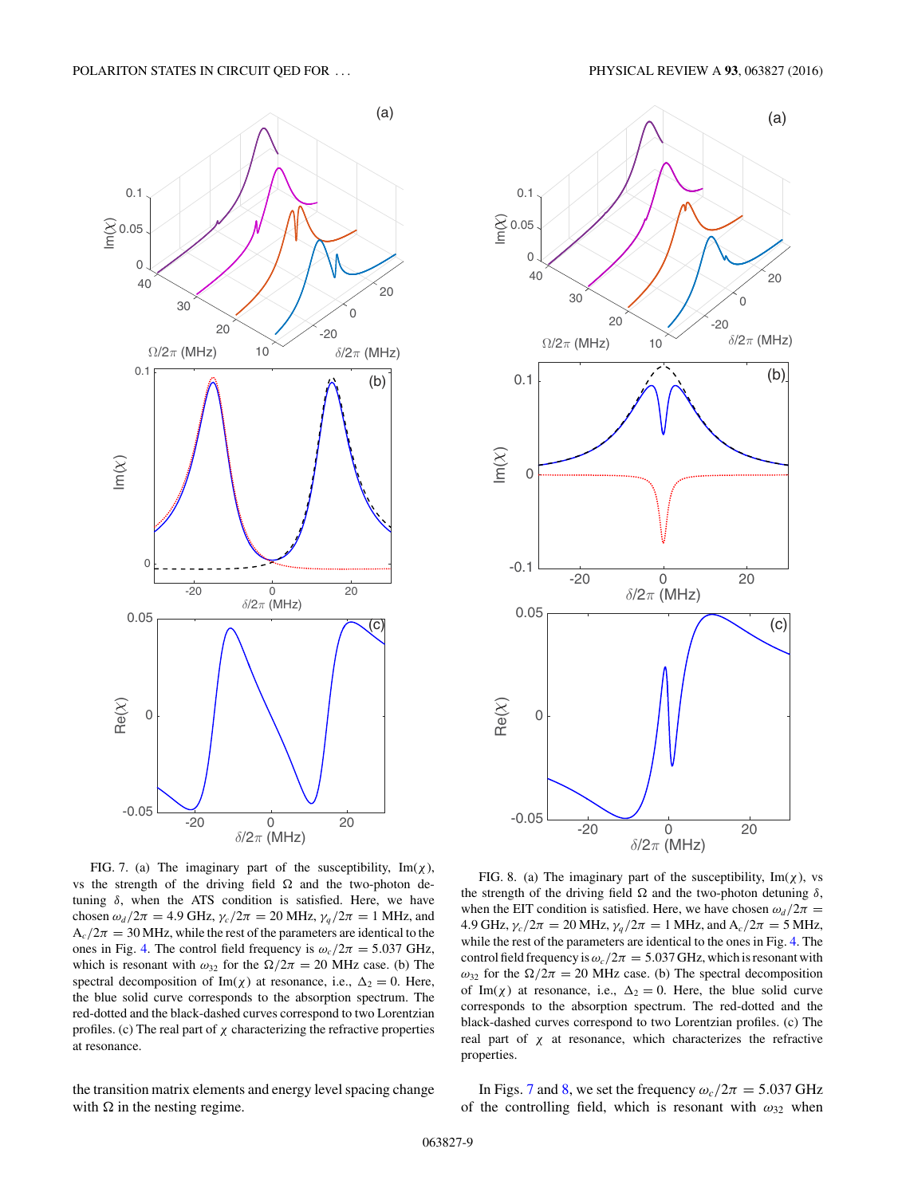FIG. 7. (a) The imaginary part of the susceptibility, $\mathrm{Im}(\chi)$, vs the strength of the driving field $\Omega$ and the two-photon detuning $\delta$, when the ATS condition is satisfied. Here, we have chosen $\omega_d/2\pi = 4.9$ GHz, $\gamma_c/2\pi = 20$ MHz, $\gamma_q/2\pi = 1$ MHz, and $\mathrm{A}_c/2\pi = 30$ MHz, while the rest of the parameters are identical to the ones in Fig. 4. The control field frequency is $\omega_c/2\pi = 5.037$ GHz, which is resonant with $\omega_{32}$ for the $\Omega/2\pi = 20$ MHz case. (b) The spectral decomposition of $\mathrm{Im}(\chi)$ at resonance, i.e., $\Delta_2 = 0$. Here, the blue solid curve corresponds to the absorption spectrum. The red-dotted and the black-dashed curves correspond to two Lorentzian profiles. (c) The real part of $\chi$ characterizing the refractive properties at resonance.

FIG. 8. (a) The imaginary part of the susceptibility, $\mathrm{Im}(\chi)$, vs the strength of the driving field $\Omega$ and the two-photon detuning $\delta$, when the EIT condition is satisfied. Here, we have chosen $\omega_d/2\pi = 4.9$ GHz, $\gamma_c/2\pi = 20$ MHz, $\gamma_q/2\pi = 1$ MHz, and $\mathrm{A}_c/2\pi = 5$ MHz, while the rest of the parameters are identical to the ones in Fig. 4. The control field frequency is $\omega_c/2\pi = 5.037$ GHz, which is resonant with $\omega_{32}$ for the $\Omega/2\pi = 20$ MHz case. (b) The spectral decomposition of $\mathrm{Im}(\chi)$ at resonance, i.e., $\Delta_2 = 0$. Here, the blue solid curve corresponds to the absorption spectrum. The red-dotted and the black-dashed curves correspond to two Lorentzian profiles. (c) The real part of $\chi$ at resonance, which characterizes the refractive properties.

the transition matrix elements and energy level spacing change with $\Omega$ in the nesting regime.

In Figs. 7 and 8, we set the frequency $\omega_c/2\pi = 5.037$ GHz of the controlling field, which is resonant with $\omega_{32}$ when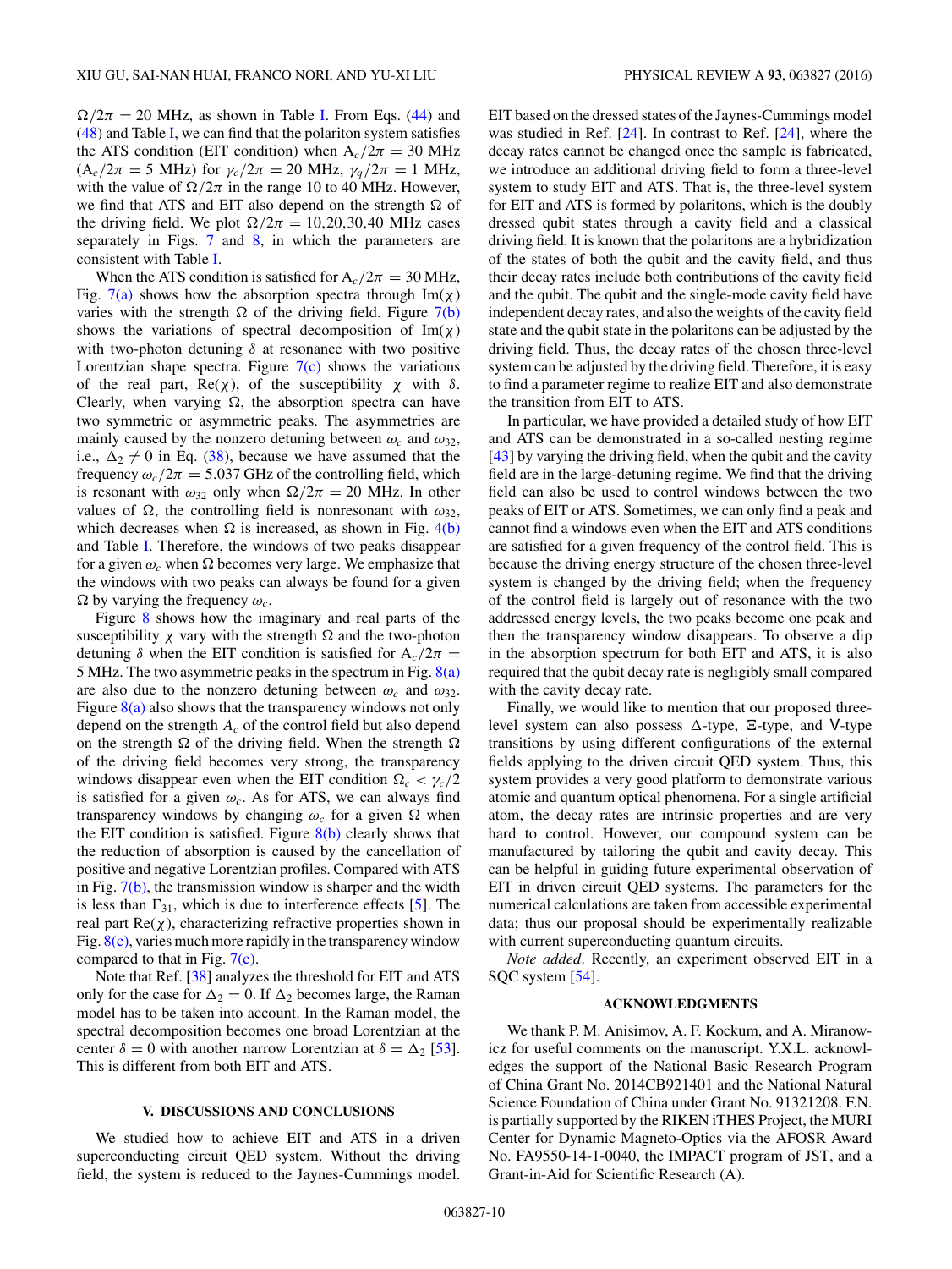$\Omega/2\pi = 20$ MHz, as shown in Table I. From Eqs. (44) and (48) and Table I, we can find that the polariton system satisfies the ATS condition (EIT condition) when $\mathrm{A}_c/2\pi = 30$ MHz ($\mathrm{A}_c/2\pi = 5$ MHz) for $\gamma_c/2\pi = 20$ MHz, $\gamma_q/2\pi = 1$ MHz, with the value of $\Omega/2\pi$ in the range 10 to 40 MHz. However, we find that ATS and EIT also depend on the strength $\Omega$ of the driving field. We plot $\Omega/2\pi = 10,20,30,40$ MHz cases separately in Figs. 7 and 8, in which the parameters are consistent with Table I.

When the ATS condition is satisfied for $\mathrm{A}_c/2\pi = 30$ MHz, Fig. 7(a) shows how the absorption spectra through $\mathrm{Im}(\chi)$ varies with the strength $\Omega$ of the driving field. Figure 7(b) shows the variations of spectral decomposition of $\mathrm{Im}(\chi)$ with two-photon detuning $\delta$ at resonance with two positive Lorentzian shape spectra. Figure 7(c) shows the variations of the real part, $\mathrm{Re}(\chi)$, of the susceptibility $\chi$ with $\delta$. Clearly, when varying $\Omega$, the absorption spectra can have two symmetric or asymmetric peaks. The asymmetries are mainly caused by the nonzero detuning between $\omega_c$ and $\omega_{32}$, i.e., $\Delta_2 \neq 0$ in Eq. (38), because we have assumed that the frequency $\omega_c/2\pi = 5.037$ GHz of the controlling field, which is resonant with $\omega_{32}$ only when $\Omega/2\pi = 20$ MHz. In other values of $\Omega$, the controlling field is nonresonant with $\omega_{32}$, which decreases when $\Omega$ is increased, as shown in Fig. 4(b) and Table I. Therefore, the windows of two peaks disappear for a given $\omega_c$ when $\Omega$ becomes very large. We emphasize that the windows with two peaks can always be found for a given $\Omega$ by varying the frequency $\omega_c$.

Figure 8 shows how the imaginary and real parts of the susceptibility $\chi$ vary with the strength $\Omega$ and the two-photon detuning $\delta$ when the EIT condition is satisfied for $\mathrm{A}_c/2\pi = 5$ MHz. The two asymmetric peaks in the spectrum in Fig. 8(a) are also due to the nonzero detuning between $\omega_c$ and $\omega_{32}$. Figure 8(a) also shows that the transparency windows not only depend on the strength $A_c$ of the control field but also depend on the strength $\Omega$ of the driving field. When the strength $\Omega$ of the driving field becomes very strong, the transparency windows disappear even when the EIT condition $\Omega_c < \gamma_c/2$ is satisfied for a given $\omega_c$. As for ATS, we can always find transparency windows by changing $\omega_c$ for a given $\Omega$ when the EIT condition is satisfied. Figure 8(b) clearly shows that the reduction of absorption is caused by the cancellation of positive and negative Lorentzian profiles. Compared with ATS in Fig. 7(b), the transmission window is sharper and the width is less than $\Gamma_{31}$, which is due to interference effects [5]. The real part $\mathrm{Re}(\chi)$, characterizing refractive properties shown in Fig. 8(c), varies much more rapidly in the transparency window compared to that in Fig. 7(c).

Note that Ref. [38] analyzes the threshold for EIT and ATS only for the case for $\Delta_2 = 0$. If $\Delta_2$ becomes large, the Raman model has to be taken into account. In the Raman model, the spectral decomposition becomes one broad Lorentzian at the center $\delta = 0$ with another narrow Lorentzian at $\delta = \Delta_2$ [53]. This is different from both EIT and ATS.

## V. DISCUSSIONS AND CONCLUSIONS

We studied how to achieve EIT and ATS in a driven superconducting circuit QED system. Without the driving field, the system is reduced to the Jaynes-Cummings model. EIT based on the dressed states of the Jaynes-Cummings model was studied in Ref. [24]. In contrast to Ref. [24], where the decay rates cannot be changed once the sample is fabricated, we introduce an additional driving field to form a three-level system to study EIT and ATS. That is, the three-level system for EIT and ATS is formed by polaritons, which is the doubly dressed qubit states through a cavity field and a classical driving field. It is known that the polaritons are a hybridization of the states of both the qubit and the cavity field, and thus their decay rates include both contributions of the cavity field and the qubit. The qubit and the single-mode cavity field have independent decay rates, and also the weights of the cavity field state and the qubit state in the polaritons can be adjusted by the driving field. Thus, the decay rates of the chosen three-level system can be adjusted by the driving field. Therefore, it is easy to find a parameter regime to realize EIT and also demonstrate the transition from EIT to ATS.

In particular, we have provided a detailed study of how EIT and ATS can be demonstrated in a so-called nesting regime [43] by varying the driving field, when the qubit and the cavity field are in the large-detuning regime. We find that the driving field can also be used to control windows between the two peaks of EIT or ATS. Sometimes, we can only find a peak and cannot find a windows even when the EIT and ATS conditions are satisfied for a given frequency of the control field. This is because the driving energy structure of the chosen three-level system is changed by the driving field; when the frequency of the control field is largely out of resonance with the two addressed energy levels, the two peaks become one peak and then the transparency window disappears. To observe a dip in the absorption spectrum for both EIT and ATS, it is also required that the qubit decay rate is negligibly small compared with the cavity decay rate.

Finally, we would like to mention that our proposed three-level system can also possess $\Delta$-type, $\Xi$-type, and V-type transitions by using different configurations of the external fields applying to the driven circuit QED system. Thus, this system provides a very good platform to demonstrate various atomic and quantum optical phenomena. For a single artificial atom, the decay rates are intrinsic properties and are very hard to control. However, our compound system can be manufactured by tailoring the qubit and cavity decay. This can be helpful in guiding future experimental observation of EIT in driven circuit QED systems. The parameters for the numerical calculations are taken from accessible experimental data; thus our proposal should be experimentally realizable with current superconducting quantum circuits.

*Note added*. Recently, an experiment observed EIT in a SQC system [54].

## ACKNOWLEDGMENTS

We thank P. M. Anisimov, A. F. Kockum, and A. Miranowicz for useful comments on the manuscript. Y.X.L. acknowledges the support of the National Basic Research Program of China Grant No. 2014CB921401 and the National Natural Science Foundation of China under Grant No. 91321208. F.N. is partially supported by the RIKEN iTHES Project, the MURI Center for Dynamic Magneto-Optics via the AFOSR Award No. FA9550-14-1-0040, the IMPACT program of JST, and a Grant-in-Aid for Scientific Research (A).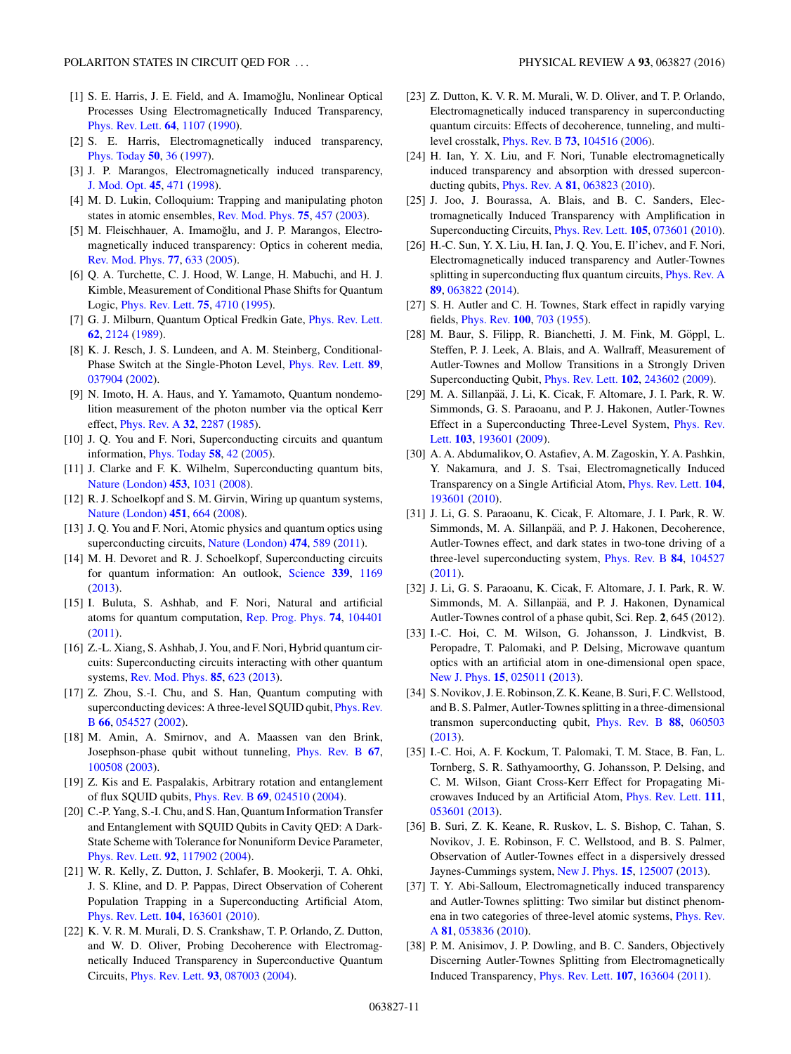- [1] S. E. Harris, J. E. Field, and A. Imamoğlu, Nonlinear Optical Processes Using Electromagnetically Induced Transparency, Phys. Rev. Lett. **64**, 1107 (1990).
- [2] S. E. Harris, Electromagnetically induced transparency, Phys. Today **50**, 36 (1997).
- [3] J. P. Marangos, Electromagnetically induced transparency, J. Mod. Opt. **45**, 471 (1998).
- [4] M. D. Lukin, Colloquium: Trapping and manipulating photon states in atomic ensembles, Rev. Mod. Phys. **75**, 457 (2003).
- [5] M. Fleischhauer, A. Imamoğlu, and J. P. Marangos, Electromagnetically induced transparency: Optics in coherent media, Rev. Mod. Phys. **77**, 633 (2005).
- [6] Q. A. Turchette, C. J. Hood, W. Lange, H. Mabuchi, and H. J. Kimble, Measurement of Conditional Phase Shifts for Quantum Logic, Phys. Rev. Lett. **75**, 4710 (1995).
- [7] G. J. Milburn, Quantum Optical Fredkin Gate, Phys. Rev. Lett. **62**, 2124 (1989).
- [8] K. J. Resch, J. S. Lundeen, and A. M. Steinberg, Conditional-Phase Switch at the Single-Photon Level, Phys. Rev. Lett. **89**, 037904 (2002).
- [9] N. Imoto, H. A. Haus, and Y. Yamamoto, Quantum nondemolition measurement of the photon number via the optical Kerr effect, Phys. Rev. A **32**, 2287 (1985).
- [10] J. Q. You and F. Nori, Superconducting circuits and quantum information, Phys. Today **58**, 42 (2005).
- [11] J. Clarke and F. K. Wilhelm, Superconducting quantum bits, Nature (London) **453**, 1031 (2008).
- [12] R. J. Schoelkopf and S. M. Girvin, Wiring up quantum systems, Nature (London) **451**, 664 (2008).
- [13] J. Q. You and F. Nori, Atomic physics and quantum optics using superconducting circuits, Nature (London) **474**, 589 (2011).
- [14] M. H. Devoret and R. J. Schoelkopf, Superconducting circuits for quantum information: An outlook, Science **339**, 1169 (2013).
- [15] I. Buluta, S. Ashhab, and F. Nori, Natural and artificial atoms for quantum computation, Rep. Prog. Phys. **74**, 104401 (2011).
- [16] Z.-L. Xiang, S. Ashhab, J. You, and F. Nori, Hybrid quantum circuits: Superconducting circuits interacting with other quantum systems, Rev. Mod. Phys. **85**, 623 (2013).
- [17] Z. Zhou, S.-I. Chu, and S. Han, Quantum computing with superconducting devices: A three-level SQUID qubit, Phys. Rev. B **66**, 054527 (2002).
- [18] M. Amin, A. Smirnov, and A. Maassen van den Brink, Josephson-phase qubit without tunneling, Phys. Rev. B **67**, 100508 (2003).
- [19] Z. Kis and E. Paspalakis, Arbitrary rotation and entanglement of flux SQUID qubits, Phys. Rev. B **69**, 024510 (2004).
- [20] C.-P. Yang, S.-I. Chu, and S. Han, Quantum Information Transfer and Entanglement with SQUID Qubits in Cavity QED: A Dark-State Scheme with Tolerance for Nonuniform Device Parameter, Phys. Rev. Lett. **92**, 117902 (2004).
- [21] W. R. Kelly, Z. Dutton, J. Schlafer, B. Mookerji, T. A. Ohki, J. S. Kline, and D. P. Pappas, Direct Observation of Coherent Population Trapping in a Superconducting Artificial Atom, Phys. Rev. Lett. **104**, 163601 (2010).
- [22] K. V. R. M. Murali, D. S. Crankshaw, T. P. Orlando, Z. Dutton, and W. D. Oliver, Probing Decoherence with Electromagnetically Induced Transparency in Superconductive Quantum Circuits, Phys. Rev. Lett. **93**, 087003 (2004).
- [23] Z. Dutton, K. V. R. M. Murali, W. D. Oliver, and T. P. Orlando, Electromagnetically induced transparency in superconducting quantum circuits: Effects of decoherence, tunneling, and multi-level crosstalk, Phys. Rev. B **73**, 104516 (2006).
- [24] H. Ian, Y. X. Liu, and F. Nori, Tunable electromagnetically induced transparency and absorption with dressed superconducting qubits, Phys. Rev. A **81**, 063823 (2010).
- [25] J. Joo, J. Bourassa, A. Blais, and B. C. Sanders, Electromagnetically Induced Transparency with Amplification in Superconducting Circuits, Phys. Rev. Lett. **105**, 073601 (2010).
- [26] H.-C. Sun, Y. X. Liu, H. Ian, J. Q. You, E. Il'ichev, and F. Nori, Electromagnetically induced transparency and Autler-Townes splitting in superconducting flux quantum circuits, Phys. Rev. A **89**, 063822 (2014).
- [27] S. H. Autler and C. H. Townes, Stark effect in rapidly varying fields, Phys. Rev. **100**, 703 (1955).
- [28] M. Baur, S. Filipp, R. Bianchetti, J. M. Fink, M. Göppl, L. Steffen, P. J. Leek, A. Blais, and A. Wallraff, Measurement of Autler-Townes and Mollow Transitions in a Strongly Driven Superconducting Qubit, Phys. Rev. Lett. **102**, 243602 (2009).
- [29] M. A. Sillanpää, J. Li, K. Cicak, F. Altomare, J. I. Park, R. W. Simmonds, G. S. Paraoanu, and P. J. Hakonen, Autler-Townes Effect in a Superconducting Three-Level System, Phys. Rev. Lett. **103**, 193601 (2009).
- [30] A. A. Abdumalikov, O. Astafiev, A. M. Zagoskin, Y. A. Pashkin, Y. Nakamura, and J. S. Tsai, Electromagnetically Induced Transparency on a Single Artificial Atom, Phys. Rev. Lett. **104**, 193601 (2010).
- [31] J. Li, G. S. Paraoanu, K. Cicak, F. Altomare, J. I. Park, R. W. Simmonds, M. A. Sillanpää, and P. J. Hakonen, Decoherence, Autler-Townes effect, and dark states in two-tone driving of a three-level superconducting system, Phys. Rev. B **84**, 104527 (2011).
- [32] J. Li, G. S. Paraoanu, K. Cicak, F. Altomare, J. I. Park, R. W. Simmonds, M. A. Sillanpää, and P. J. Hakonen, Dynamical Autler-Townes control of a phase qubit, Sci. Rep. **2**, 645 (2012).
- [33] I.-C. Hoi, C. M. Wilson, G. Johansson, J. Lindkvist, B. Peropadre, T. Palomaki, and P. Delsing, Microwave quantum optics with an artificial atom in one-dimensional open space, New J. Phys. **15**, 025011 (2013).
- [34] S. Novikov, J. E. Robinson, Z. K. Keane, B. Suri, F. C. Wellstood, and B. S. Palmer, Autler-Townes splitting in a three-dimensional transmon superconducting qubit, Phys. Rev. B **88**, 060503 (2013).
- [35] I.-C. Hoi, A. F. Kockum, T. Palomaki, T. M. Stace, B. Fan, L. Tornberg, S. R. Sathyamoorthy, G. Johansson, P. Delsing, and C. M. Wilson, Giant Cross-Kerr Effect for Propagating Microwaves Induced by an Artificial Atom, Phys. Rev. Lett. **111**, 053601 (2013).
- [36] B. Suri, Z. K. Keane, R. Ruskov, L. S. Bishop, C. Tahan, S. Novikov, J. E. Robinson, F. C. Wellstood, and B. S. Palmer, Observation of Autler-Townes effect in a dispersively dressed Jaynes-Cummings system, New J. Phys. **15**, 125007 (2013).
- [37] T. Y. Abi-Salloum, Electromagnetically induced transparency and Autler-Townes splitting: Two similar but distinct phenomena in two categories of three-level atomic systems, Phys. Rev. A **81**, 053836 (2010).
- [38] P. M. Anisimov, J. P. Dowling, and B. C. Sanders, Objectively Discerning Autler-Townes Splitting from Electromagnetically Induced Transparency, Phys. Rev. Lett. **107**, 163604 (2011).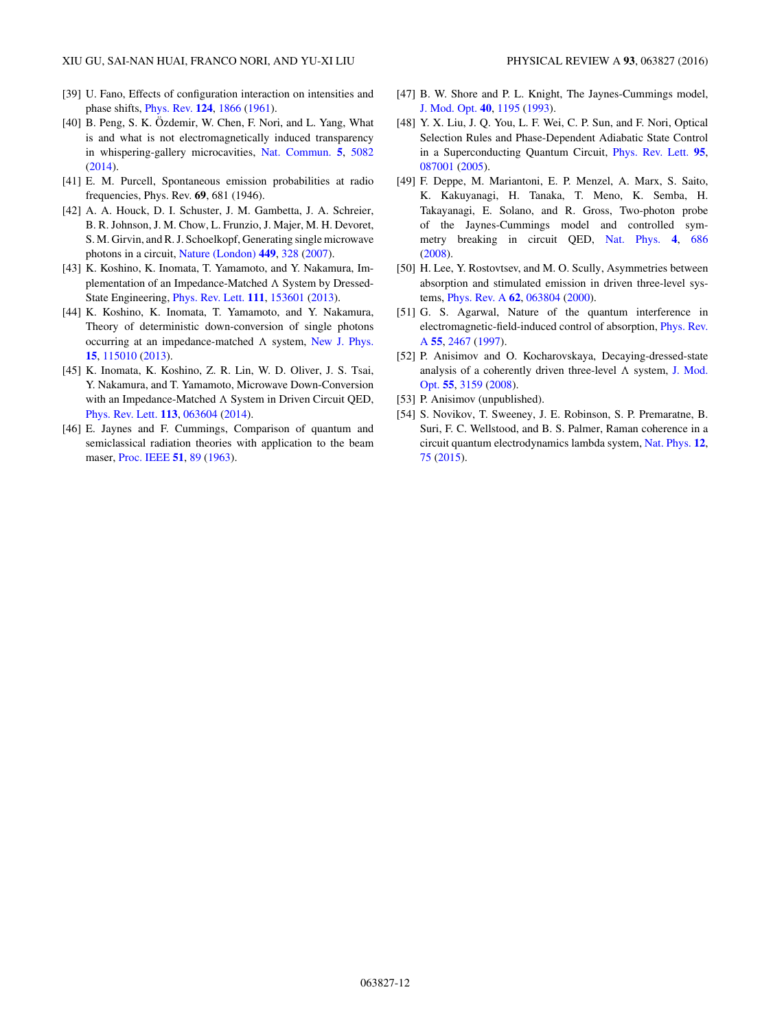[39] U. Fano, Effects of configuration interaction on intensities and phase shifts, Phys. Rev. **124**, 1866 (1961).

[40] B. Peng, S. K. Özdemir, W. Chen, F. Nori, and L. Yang, What is and what is not electromagnetically induced transparency in whispering-gallery microcavities, Nat. Commun. **5**, 5082 (2014).

[41] E. M. Purcell, Spontaneous emission probabilities at radio frequencies, Phys. Rev. **69**, 681 (1946).

[42] A. A. Houck, D. I. Schuster, J. M. Gambetta, J. A. Schreier, B. R. Johnson, J. M. Chow, L. Frunzio, J. Majer, M. H. Devoret, S. M. Girvin, and R. J. Schoelkopf, Generating single microwave photons in a circuit, Nature (London) **449**, 328 (2007).

[43] K. Koshino, K. Inomata, T. Yamamoto, and Y. Nakamura, Implementation of an Impedance-Matched Λ System by Dressed-State Engineering, Phys. Rev. Lett. **111**, 153601 (2013).

[44] K. Koshino, K. Inomata, T. Yamamoto, and Y. Nakamura, Theory of deterministic down-conversion of single photons occurring at an impedance-matched Λ system, New J. Phys. **15**, 115010 (2013).

[45] K. Inomata, K. Koshino, Z. R. Lin, W. D. Oliver, J. S. Tsai, Y. Nakamura, and T. Yamamoto, Microwave Down-Conversion with an Impedance-Matched Λ System in Driven Circuit QED, Phys. Rev. Lett. **113**, 063604 (2014).

[46] E. Jaynes and F. Cummings, Comparison of quantum and semiclassical radiation theories with application to the beam maser, Proc. IEEE **51**, 89 (1963).

[47] B. W. Shore and P. L. Knight, The Jaynes-Cummings model, J. Mod. Opt. **40**, 1195 (1993).

[48] Y. X. Liu, J. Q. You, L. F. Wei, C. P. Sun, and F. Nori, Optical Selection Rules and Phase-Dependent Adiabatic State Control in a Superconducting Quantum Circuit, Phys. Rev. Lett. **95**, 087001 (2005).

[49] F. Deppe, M. Mariantoni, E. P. Menzel, A. Marx, S. Saito, K. Kakuyanagi, H. Tanaka, T. Meno, K. Semba, H. Takayanagi, E. Solano, and R. Gross, Two-photon probe of the Jaynes-Cummings model and controlled symmetry breaking in circuit QED, Nat. Phys. **4**, 686 (2008).

[50] H. Lee, Y. Rostovtsev, and M. O. Scully, Asymmetries between absorption and stimulated emission in driven three-level systems, Phys. Rev. A **62**, 063804 (2000).

[51] G. S. Agarwal, Nature of the quantum interference in electromagnetic-field-induced control of absorption, Phys. Rev. A **55**, 2467 (1997).

[52] P. Anisimov and O. Kocharovskaya, Decaying-dressed-state analysis of a coherently driven three-level Λ system, J. Mod. Opt. **55**, 3159 (2008).

[53] P. Anisimov (unpublished).

[54] S. Novikov, T. Sweeney, J. E. Robinson, S. P. Premaratne, B. Suri, F. C. Wellstood, and B. S. Palmer, Raman coherence in a circuit quantum electrodynamics lambda system, Nat. Phys. **12**, 75 (2015).